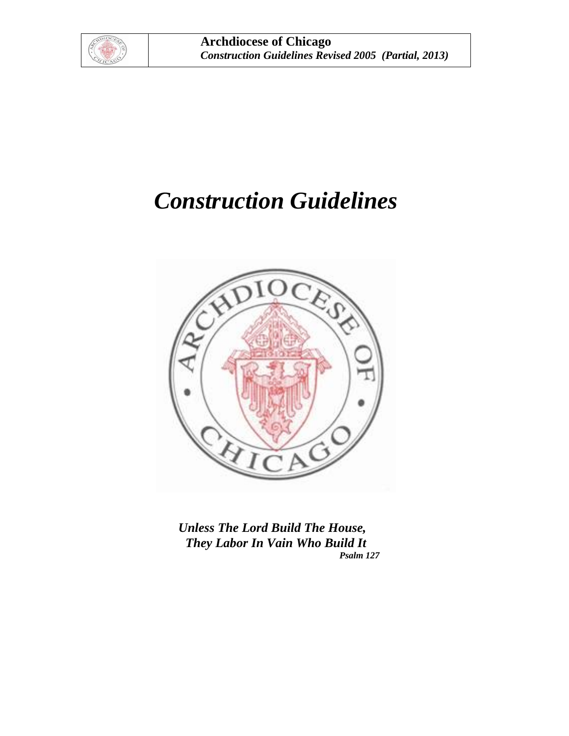**Archdiocese of Chicago**
***Construction Guidelines Revised 2005 (Partial, 2013)***

# *Construction Guidelines*

***Unless The Lord Build The House,***
***They Labor In Vain Who Build It***
***Psalm 127***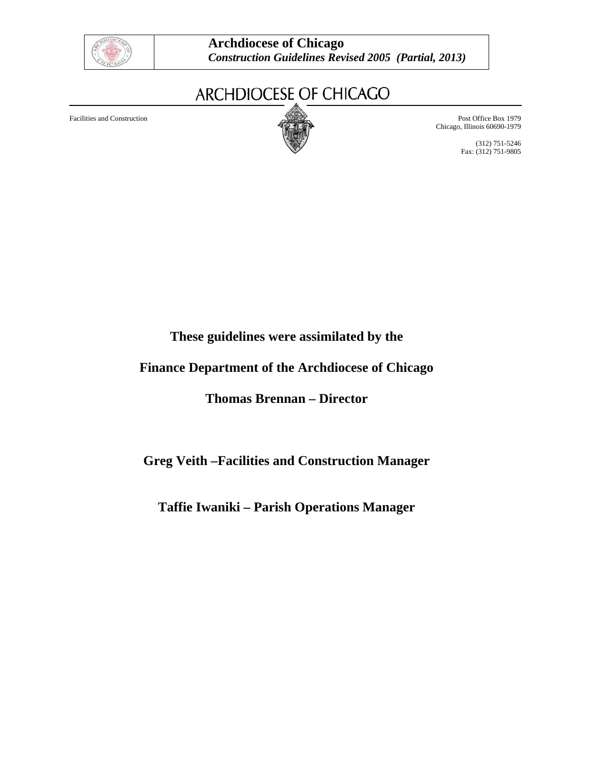# ARCHDIOCESE OF CHICAGO

Facilities and Construction

Post Office Box 1979
Chicago, Illinois 60690-1979

(312) 751-5246
Fax: (312) 751-9805

**These guidelines were assimilated by the**

**Finance Department of the Archdiocese of Chicago**

**Thomas Brennan – Director**

**Greg Veith –Facilities and Construction Manager**

**Taffie Iwaniki – Parish Operations Manager**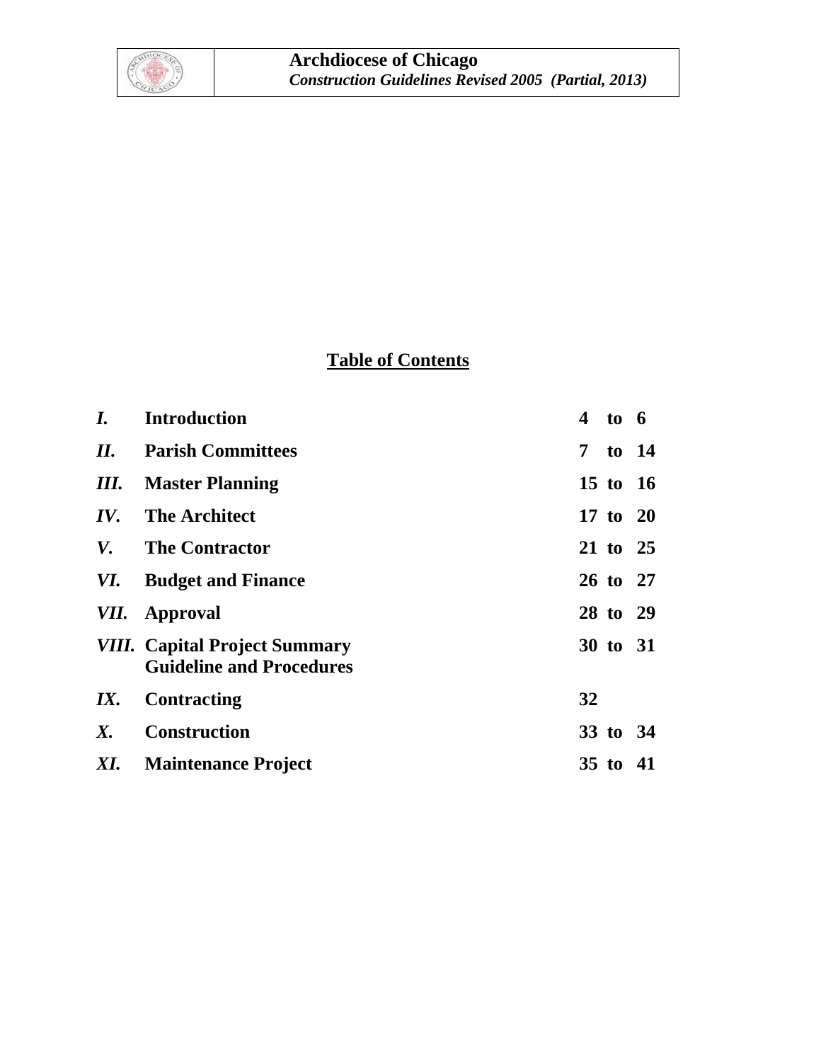# Table of Contents

| | | |
|---|---|---|
| *I.* | **Introduction** | 4 to 6 |
| *II.* | **Parish Committees** | 7 to 14 |
| *III.* | **Master Planning** | 15 to 16 |
| *IV.* | **The Architect** | 17 to 20 |
| *V.* | **The Contractor** | 21 to 25 |
| *VI.* | **Budget and Finance** | 26 to 27 |
| *VII.* | **Approval** | 28 to 29 |
| *VIII.* | **Capital Project Summary Guideline and Procedures** | 30 to 31 |
| *IX.* | **Contracting** | 32 |
| *X.* | **Construction** | 33 to 34 |
| *XI.* | **Maintenance Project** | 35 to 41 |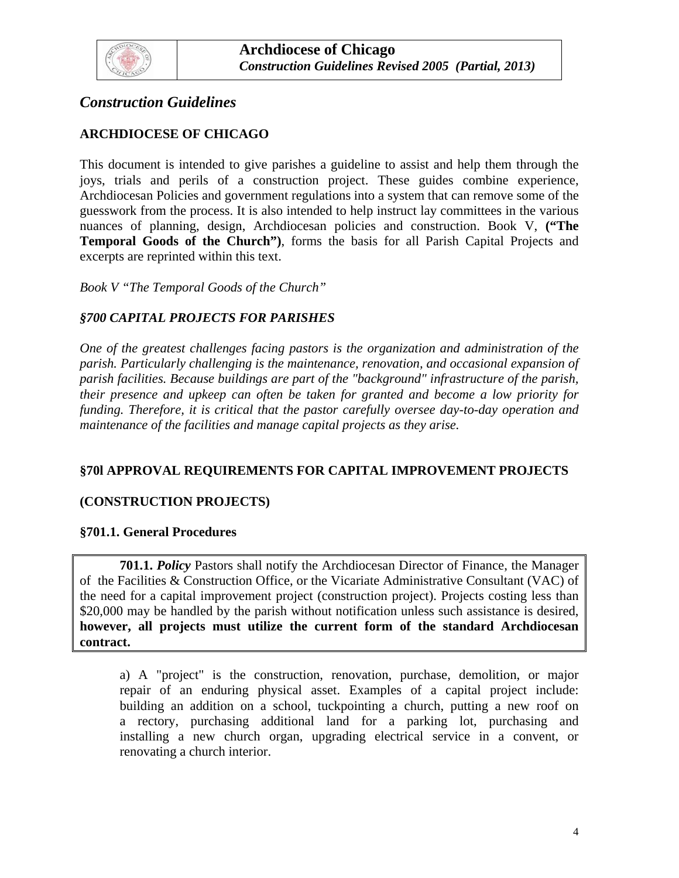## *Construction Guidelines*

### ARCHDIOCESE OF CHICAGO

This document is intended to give parishes a guideline to assist and help them through the joys, trials and perils of a construction project. These guides combine experience, Archdiocesan Policies and government regulations into a system that can remove some of the guesswork from the process. It is also intended to help instruct lay committees in the various nuances of planning, design, Archdiocesan policies and construction. Book V, **("The Temporal Goods of the Church")**, forms the basis for all Parish Capital Projects and excerpts are reprinted within this text.

*Book V "The Temporal Goods of the Church"*

### *§700 CAPITAL PROJECTS FOR PARISHES*

*One of the greatest challenges facing pastors is the organization and administration of the parish. Particularly challenging is the maintenance, renovation, and occasional expansion of parish facilities. Because buildings are part of the "background" infrastructure of the parish, their presence and upkeep can often be taken for granted and become a low priority for funding. Therefore, it is critical that the pastor carefully oversee day-to-day operation and maintenance of the facilities and manage capital projects as they arise.*

### §70l APPROVAL REQUIREMENTS FOR CAPITAL IMPROVEMENT PROJECTS

### (CONSTRUCTION PROJECTS)

#### §701.1. General Procedures

**701.1.** ***Policy*** Pastors shall notify the Archdiocesan Director of Finance, the Manager of the Facilities & Construction Office, or the Vicariate Administrative Consultant (VAC) of the need for a capital improvement project (construction project). Projects costing less than \$20,000 may be handled by the parish without notification unless such assistance is desired, **however, all projects must utilize the current form of the standard Archdiocesan contract.**

a) A "project" is the construction, renovation, purchase, demolition, or major repair of an enduring physical asset. Examples of a capital project include: building an addition on a school, tuckpointing a church, putting a new roof on a rectory, purchasing additional land for a parking lot, purchasing and installing a new church organ, upgrading electrical service in a convent, or renovating a church interior.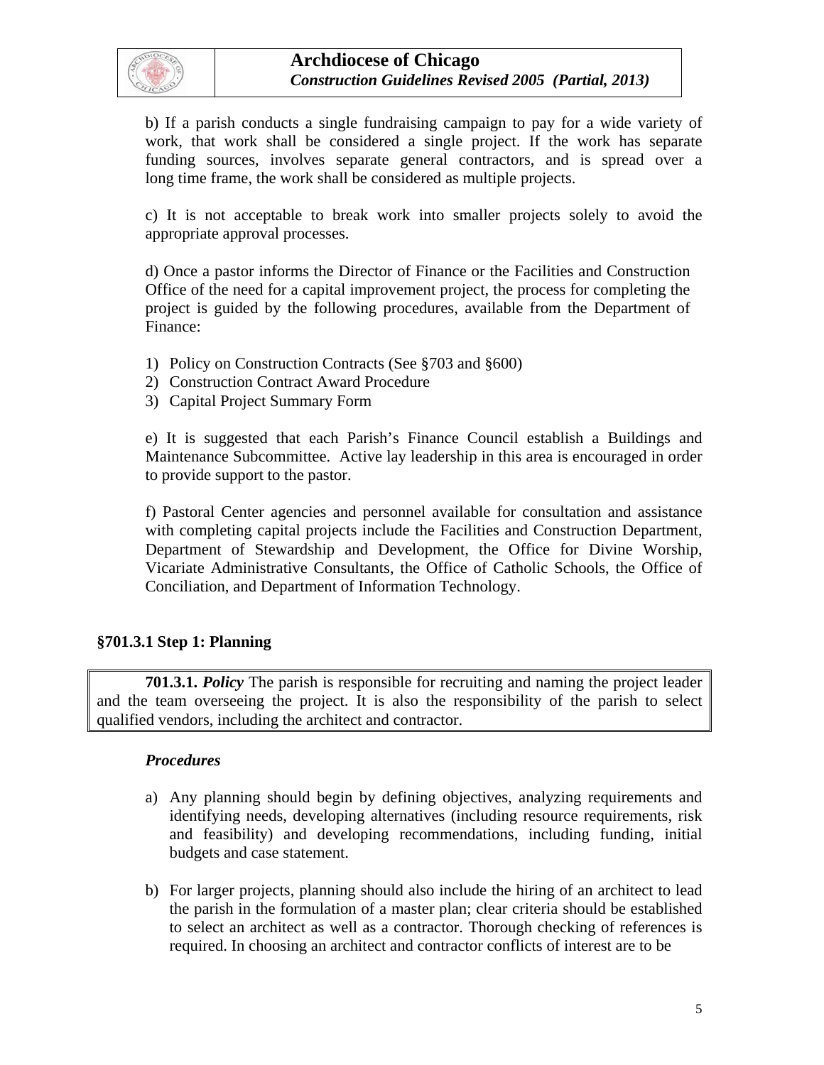b) If a parish conducts a single fundraising campaign to pay for a wide variety of work, that work shall be considered a single project. If the work has separate funding sources, involves separate general contractors, and is spread over a long time frame, the work shall be considered as multiple projects.

c) It is not acceptable to break work into smaller projects solely to avoid the appropriate approval processes.

d) Once a pastor informs the Director of Finance or the Facilities and Construction Office of the need for a capital improvement project, the process for completing the project is guided by the following procedures, available from the Department of Finance:

1) Policy on Construction Contracts (See §703 and §600)
2) Construction Contract Award Procedure
3) Capital Project Summary Form

e) It is suggested that each Parish's Finance Council establish a Buildings and Maintenance Subcommittee. Active lay leadership in this area is encouraged in order to provide support to the pastor.

f) Pastoral Center agencies and personnel available for consultation and assistance with completing capital projects include the Facilities and Construction Department, Department of Stewardship and Development, the Office for Divine Worship, Vicariate Administrative Consultants, the Office of Catholic Schools, the Office of Conciliation, and Department of Information Technology.

### §701.3.1 Step 1: Planning

**701.3.1.** ***Policy*** The parish is responsible for recruiting and naming the project leader and the team overseeing the project. It is also the responsibility of the parish to select qualified vendors, including the architect and contractor.

***Procedures***

a) Any planning should begin by defining objectives, analyzing requirements and identifying needs, developing alternatives (including resource requirements, risk and feasibility) and developing recommendations, including funding, initial budgets and case statement.

b) For larger projects, planning should also include the hiring of an architect to lead the parish in the formulation of a master plan; clear criteria should be established to select an architect as well as a contractor. Thorough checking of references is required. In choosing an architect and contractor conflicts of interest are to be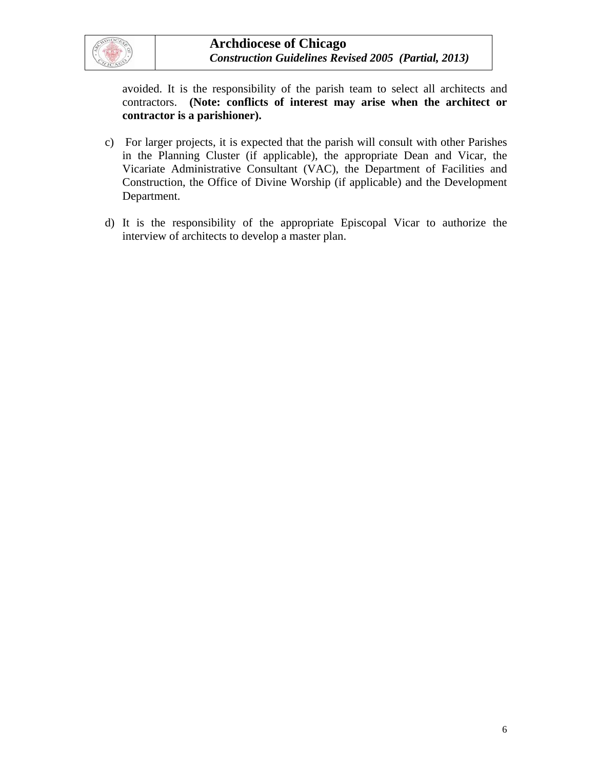avoided. It is the responsibility of the parish team to select all architects and contractors. **(Note: conflicts of interest may arise when the architect or contractor is a parishioner).**

c) For larger projects, it is expected that the parish will consult with other Parishes in the Planning Cluster (if applicable), the appropriate Dean and Vicar, the Vicariate Administrative Consultant (VAC), the Department of Facilities and Construction, the Office of Divine Worship (if applicable) and the Development Department.

d) It is the responsibility of the appropriate Episcopal Vicar to authorize the interview of architects to develop a master plan.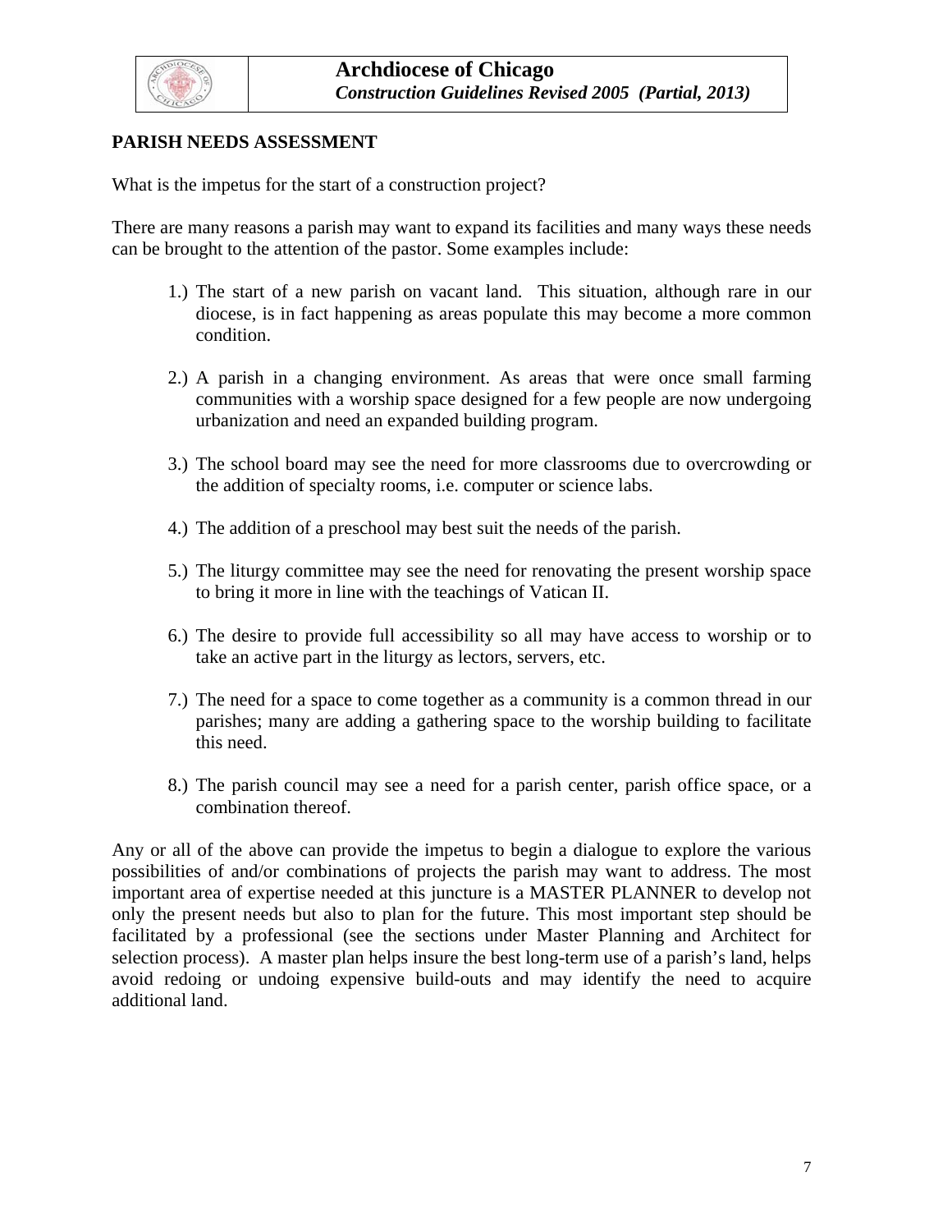## PARISH NEEDS ASSESSMENT

What is the impetus for the start of a construction project?

There are many reasons a parish may want to expand its facilities and many ways these needs can be brought to the attention of the pastor. Some examples include:

1.) The start of a new parish on vacant land. This situation, although rare in our diocese, is in fact happening as areas populate this may become a more common condition.

2.) A parish in a changing environment. As areas that were once small farming communities with a worship space designed for a few people are now undergoing urbanization and need an expanded building program.

3.) The school board may see the need for more classrooms due to overcrowding or the addition of specialty rooms, i.e. computer or science labs.

4.) The addition of a preschool may best suit the needs of the parish.

5.) The liturgy committee may see the need for renovating the present worship space to bring it more in line with the teachings of Vatican II.

6.) The desire to provide full accessibility so all may have access to worship or to take an active part in the liturgy as lectors, servers, etc.

7.) The need for a space to come together as a community is a common thread in our parishes; many are adding a gathering space to the worship building to facilitate this need.

8.) The parish council may see a need for a parish center, parish office space, or a combination thereof.

Any or all of the above can provide the impetus to begin a dialogue to explore the various possibilities of and/or combinations of projects the parish may want to address. The most important area of expertise needed at this juncture is a MASTER PLANNER to develop not only the present needs but also to plan for the future. This most important step should be facilitated by a professional (see the sections under Master Planning and Architect for selection process). A master plan helps insure the best long-term use of a parish's land, helps avoid redoing or undoing expensive build-outs and may identify the need to acquire additional land.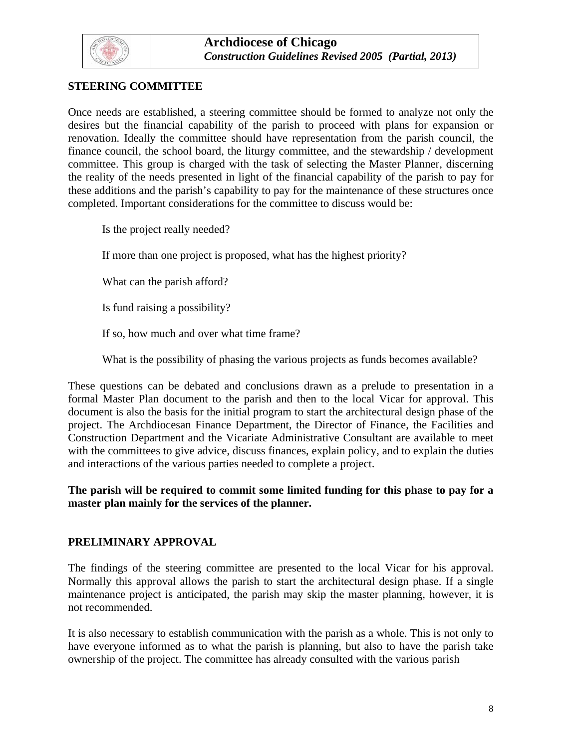## STEERING COMMITTEE

Once needs are established, a steering committee should be formed to analyze not only the desires but the financial capability of the parish to proceed with plans for expansion or renovation. Ideally the committee should have representation from the parish council, the finance council, the school board, the liturgy committee, and the stewardship / development committee. This group is charged with the task of selecting the Master Planner, discerning the reality of the needs presented in light of the financial capability of the parish to pay for these additions and the parish's capability to pay for the maintenance of these structures once completed. Important considerations for the committee to discuss would be:

Is the project really needed?

If more than one project is proposed, what has the highest priority?

What can the parish afford?

Is fund raising a possibility?

If so, how much and over what time frame?

What is the possibility of phasing the various projects as funds becomes available?

These questions can be debated and conclusions drawn as a prelude to presentation in a formal Master Plan document to the parish and then to the local Vicar for approval. This document is also the basis for the initial program to start the architectural design phase of the project. The Archdiocesan Finance Department, the Director of Finance, the Facilities and Construction Department and the Vicariate Administrative Consultant are available to meet with the committees to give advice, discuss finances, explain policy, and to explain the duties and interactions of the various parties needed to complete a project.

**The parish will be required to commit some limited funding for this phase to pay for a master plan mainly for the services of the planner.**

## PRELIMINARY APPROVAL

The findings of the steering committee are presented to the local Vicar for his approval. Normally this approval allows the parish to start the architectural design phase. If a single maintenance project is anticipated, the parish may skip the master planning, however, it is not recommended.

It is also necessary to establish communication with the parish as a whole. This is not only to have everyone informed as to what the parish is planning, but also to have the parish take ownership of the project. The committee has already consulted with the various parish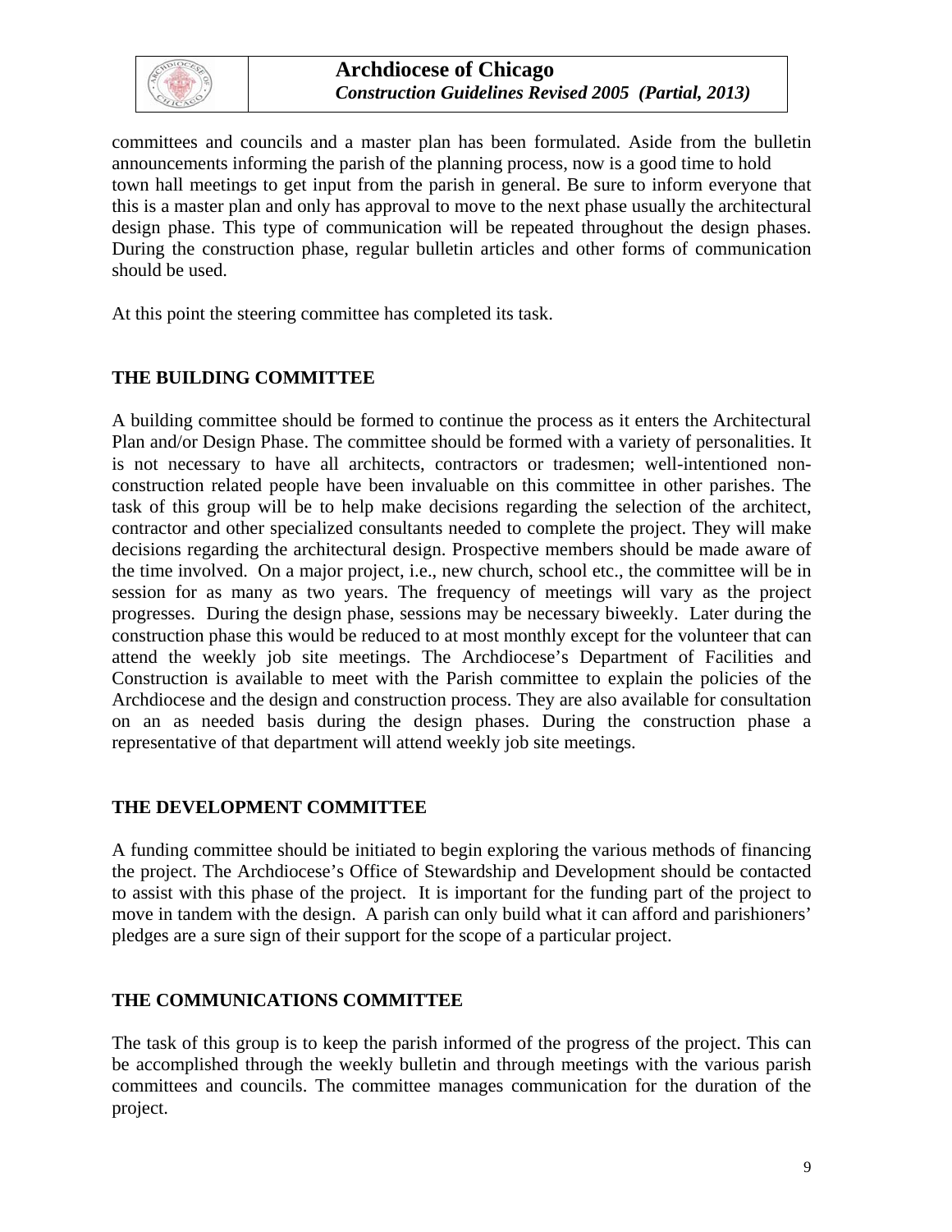committees and councils and a master plan has been formulated. Aside from the bulletin announcements informing the parish of the planning process, now is a good time to hold town hall meetings to get input from the parish in general. Be sure to inform everyone that this is a master plan and only has approval to move to the next phase usually the architectural design phase. This type of communication will be repeated throughout the design phases. During the construction phase, regular bulletin articles and other forms of communication should be used.

At this point the steering committee has completed its task.

**THE BUILDING COMMITTEE**

A building committee should be formed to continue the process as it enters the Architectural Plan and/or Design Phase. The committee should be formed with a variety of personalities. It is not necessary to have all architects, contractors or tradesmen; well-intentioned non-construction related people have been invaluable on this committee in other parishes. The task of this group will be to help make decisions regarding the selection of the architect, contractor and other specialized consultants needed to complete the project. They will make decisions regarding the architectural design. Prospective members should be made aware of the time involved. On a major project, i.e., new church, school etc., the committee will be in session for as many as two years. The frequency of meetings will vary as the project progresses. During the design phase, sessions may be necessary biweekly. Later during the construction phase this would be reduced to at most monthly except for the volunteer that can attend the weekly job site meetings. The Archdiocese's Department of Facilities and Construction is available to meet with the Parish committee to explain the policies of the Archdiocese and the design and construction process. They are also available for consultation on an as needed basis during the design phases. During the construction phase a representative of that department will attend weekly job site meetings.

**THE DEVELOPMENT COMMITTEE**

A funding committee should be initiated to begin exploring the various methods of financing the project. The Archdiocese's Office of Stewardship and Development should be contacted to assist with this phase of the project. It is important for the funding part of the project to move in tandem with the design. A parish can only build what it can afford and parishioners' pledges are a sure sign of their support for the scope of a particular project.

**THE COMMUNICATIONS COMMITTEE**

The task of this group is to keep the parish informed of the progress of the project. This can be accomplished through the weekly bulletin and through meetings with the various parish committees and councils. The committee manages communication for the duration of the project.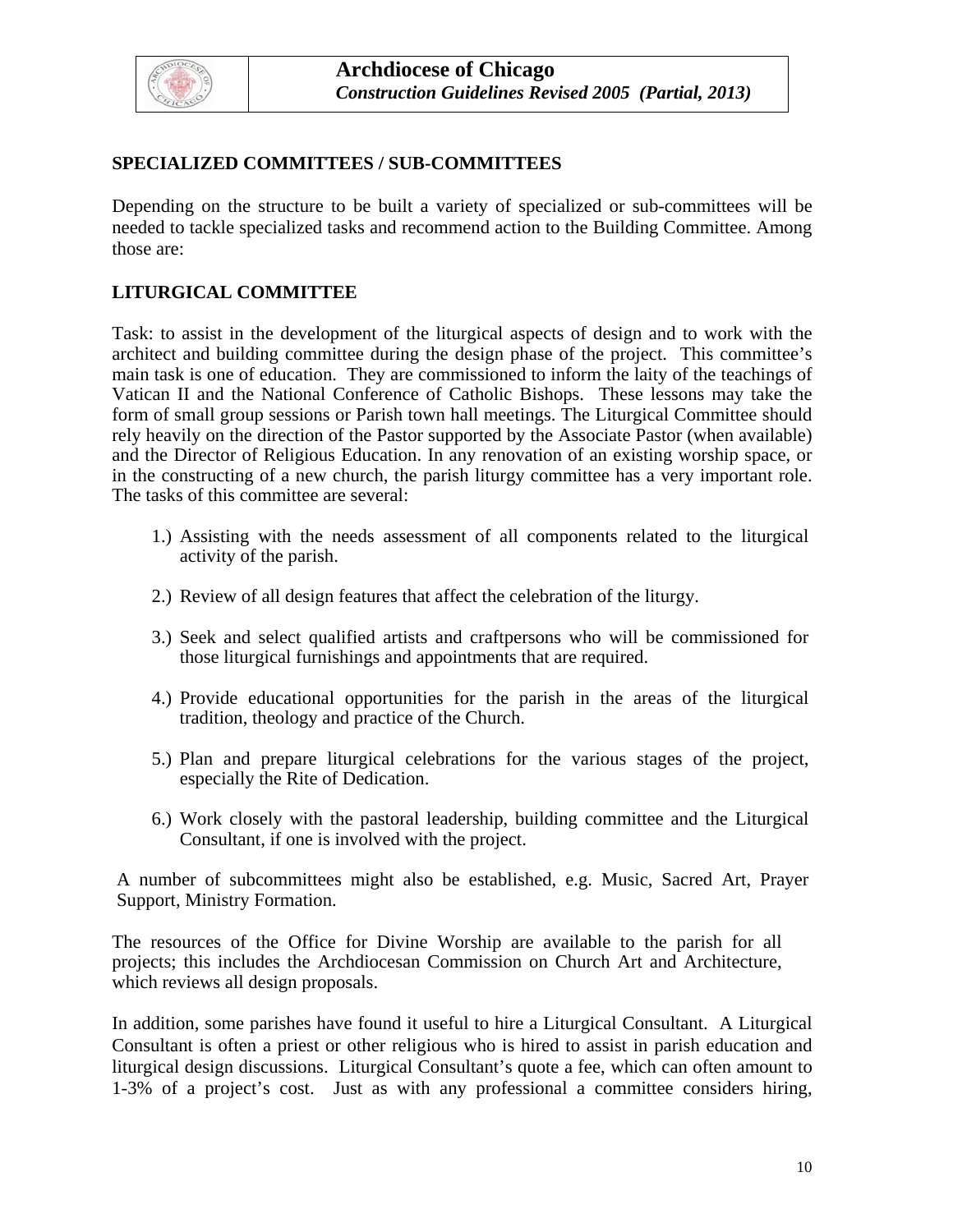## SPECIALIZED COMMITTEES / SUB-COMMITTEES

Depending on the structure to be built a variety of specialized or sub-committees will be needed to tackle specialized tasks and recommend action to the Building Committee. Among those are:

## LITURGICAL COMMITTEE

Task: to assist in the development of the liturgical aspects of design and to work with the architect and building committee during the design phase of the project. This committee's main task is one of education. They are commissioned to inform the laity of the teachings of Vatican II and the National Conference of Catholic Bishops. These lessons may take the form of small group sessions or Parish town hall meetings. The Liturgical Committee should rely heavily on the direction of the Pastor supported by the Associate Pastor (when available) and the Director of Religious Education. In any renovation of an existing worship space, or in the constructing of a new church, the parish liturgy committee has a very important role. The tasks of this committee are several:

1.) Assisting with the needs assessment of all components related to the liturgical activity of the parish.

2.) Review of all design features that affect the celebration of the liturgy.

3.) Seek and select qualified artists and craftpersons who will be commissioned for those liturgical furnishings and appointments that are required.

4.) Provide educational opportunities for the parish in the areas of the liturgical tradition, theology and practice of the Church.

5.) Plan and prepare liturgical celebrations for the various stages of the project, especially the Rite of Dedication.

6.) Work closely with the pastoral leadership, building committee and the Liturgical Consultant, if one is involved with the project.

A number of subcommittees might also be established, e.g. Music, Sacred Art, Prayer Support, Ministry Formation.

The resources of the Office for Divine Worship are available to the parish for all projects; this includes the Archdiocesan Commission on Church Art and Architecture, which reviews all design proposals.

In addition, some parishes have found it useful to hire a Liturgical Consultant. A Liturgical Consultant is often a priest or other religious who is hired to assist in parish education and liturgical design discussions. Liturgical Consultant's quote a fee, which can often amount to 1-3% of a project's cost. Just as with any professional a committee considers hiring,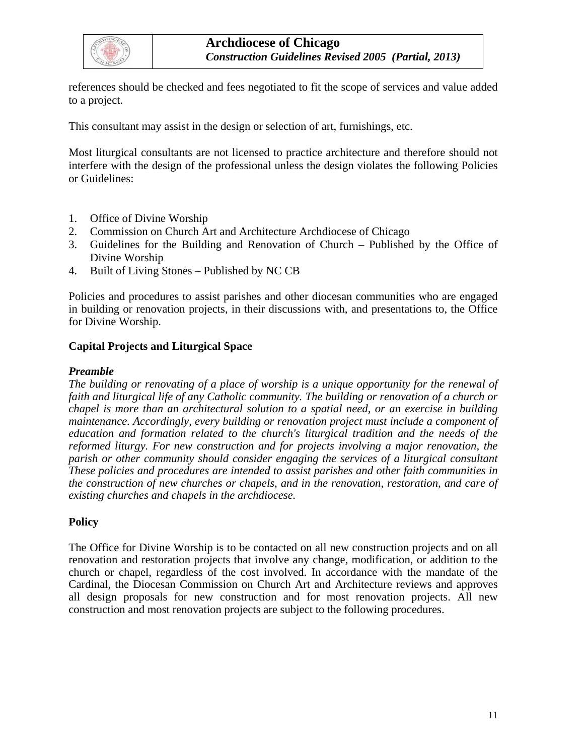references should be checked and fees negotiated to fit the scope of services and value added to a project.

This consultant may assist in the design or selection of art, furnishings, etc.

Most liturgical consultants are not licensed to practice architecture and therefore should not interfere with the design of the professional unless the design violates the following Policies or Guidelines:

1. Office of Divine Worship
2. Commission on Church Art and Architecture Archdiocese of Chicago
3. Guidelines for the Building and Renovation of Church – Published by the Office of Divine Worship
4. Built of Living Stones – Published by NC CB

Policies and procedures to assist parishes and other diocesan communities who are engaged in building or renovation projects, in their discussions with, and presentations to, the Office for Divine Worship.

**Capital Projects and Liturgical Space**

***Preamble***

*The building or renovating of a place of worship is a unique opportunity for the renewal of faith and liturgical life of any Catholic community. The building or renovation of a church or chapel is more than an architectural solution to a spatial need, or an exercise in building maintenance. Accordingly, every building or renovation project must include a component of education and formation related to the church's liturgical tradition and the needs of the reformed liturgy. For new construction and for projects involving a major renovation, the parish or other community should consider engaging the services of a liturgical consultant These policies and procedures are intended to assist parishes and other faith communities in the construction of new churches or chapels, and in the renovation, restoration, and care of existing churches and chapels in the archdiocese.*

**Policy**

The Office for Divine Worship is to be contacted on all new construction projects and on all renovation and restoration projects that involve any change, modification, or addition to the church or chapel, regardless of the cost involved. In accordance with the mandate of the Cardinal, the Diocesan Commission on Church Art and Architecture reviews and approves all design proposals for new construction and for most renovation projects. All new construction and most renovation projects are subject to the following procedures.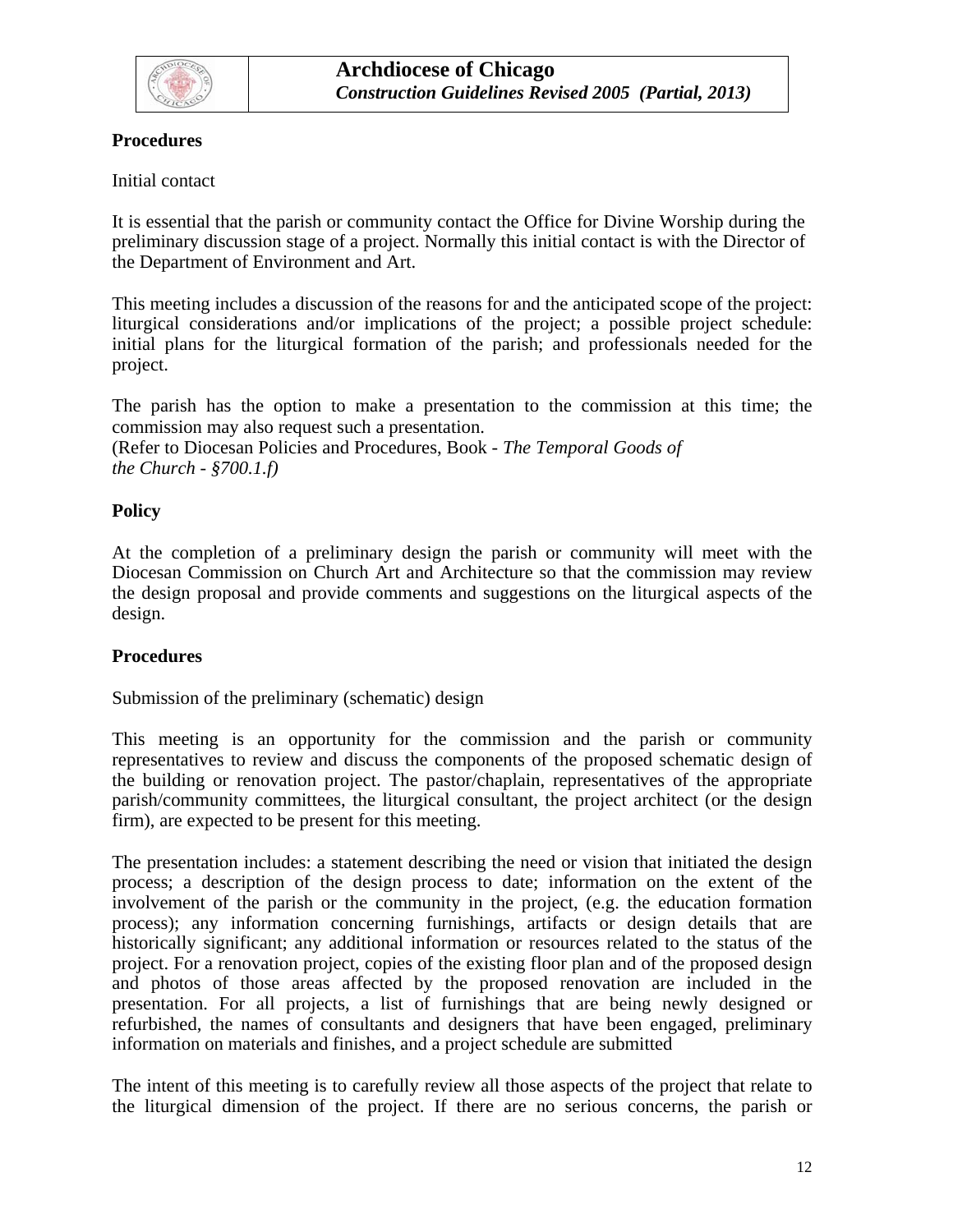**Procedures**

Initial contact

It is essential that the parish or community contact the Office for Divine Worship during the preliminary discussion stage of a project. Normally this initial contact is with the Director of the Department of Environment and Art.

This meeting includes a discussion of the reasons for and the anticipated scope of the project: liturgical considerations and/or implications of the project; a possible project schedule: initial plans for the liturgical formation of the parish; and professionals needed for the project.

The parish has the option to make a presentation to the commission at this time; the commission may also request such a presentation.
(Refer to Diocesan Policies and Procedures, Book - *The Temporal Goods of the Church - §700.1.f)*

**Policy**

At the completion of a preliminary design the parish or community will meet with the Diocesan Commission on Church Art and Architecture so that the commission may review the design proposal and provide comments and suggestions on the liturgical aspects of the design.

**Procedures**

Submission of the preliminary (schematic) design

This meeting is an opportunity for the commission and the parish or community representatives to review and discuss the components of the proposed schematic design of the building or renovation project. The pastor/chaplain, representatives of the appropriate parish/community committees, the liturgical consultant, the project architect (or the design firm), are expected to be present for this meeting.

The presentation includes: a statement describing the need or vision that initiated the design process; a description of the design process to date; information on the extent of the involvement of the parish or the community in the project, (e.g. the education formation process); any information concerning furnishings, artifacts or design details that are historically significant; any additional information or resources related to the status of the project. For a renovation project, copies of the existing floor plan and of the proposed design and photos of those areas affected by the proposed renovation are included in the presentation. For all projects, a list of furnishings that are being newly designed or refurbished, the names of consultants and designers that have been engaged, preliminary information on materials and finishes, and a project schedule are submitted

The intent of this meeting is to carefully review all those aspects of the project that relate to the liturgical dimension of the project. If there are no serious concerns, the parish or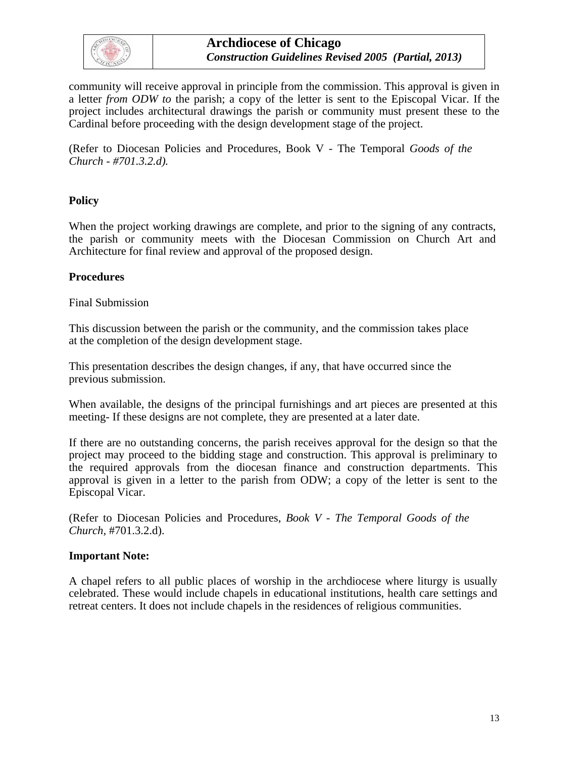community will receive approval in principle from the commission. This approval is given in a letter *from ODW to* the parish; a copy of the letter is sent to the Episcopal Vicar. If the project includes architectural drawings the parish or community must present these to the Cardinal before proceeding with the design development stage of the project.

(Refer to Diocesan Policies and Procedures, Book V - The Temporal *Goods of the Church - #701.3.2.d).*

**Policy**

When the project working drawings are complete, and prior to the signing of any contracts, the parish or community meets with the Diocesan Commission on Church Art and Architecture for final review and approval of the proposed design.

**Procedures**

Final Submission

This discussion between the parish or the community, and the commission takes place at the completion of the design development stage.

This presentation describes the design changes, if any, that have occurred since the previous submission.

When available, the designs of the principal furnishings and art pieces are presented at this meeting- If these designs are not complete, they are presented at a later date.

If there are no outstanding concerns, the parish receives approval for the design so that the project may proceed to the bidding stage and construction. This approval is preliminary to the required approvals from the diocesan finance and construction departments. This approval is given in a letter to the parish from ODW; a copy of the letter is sent to the Episcopal Vicar.

(Refer to Diocesan Policies and Procedures, *Book V - The Temporal Goods of the Church,* #701.3.2.d).

**Important Note:**

A chapel refers to all public places of worship in the archdiocese where liturgy is usually celebrated. These would include chapels in educational institutions, health care settings and retreat centers. It does not include chapels in the residences of religious communities.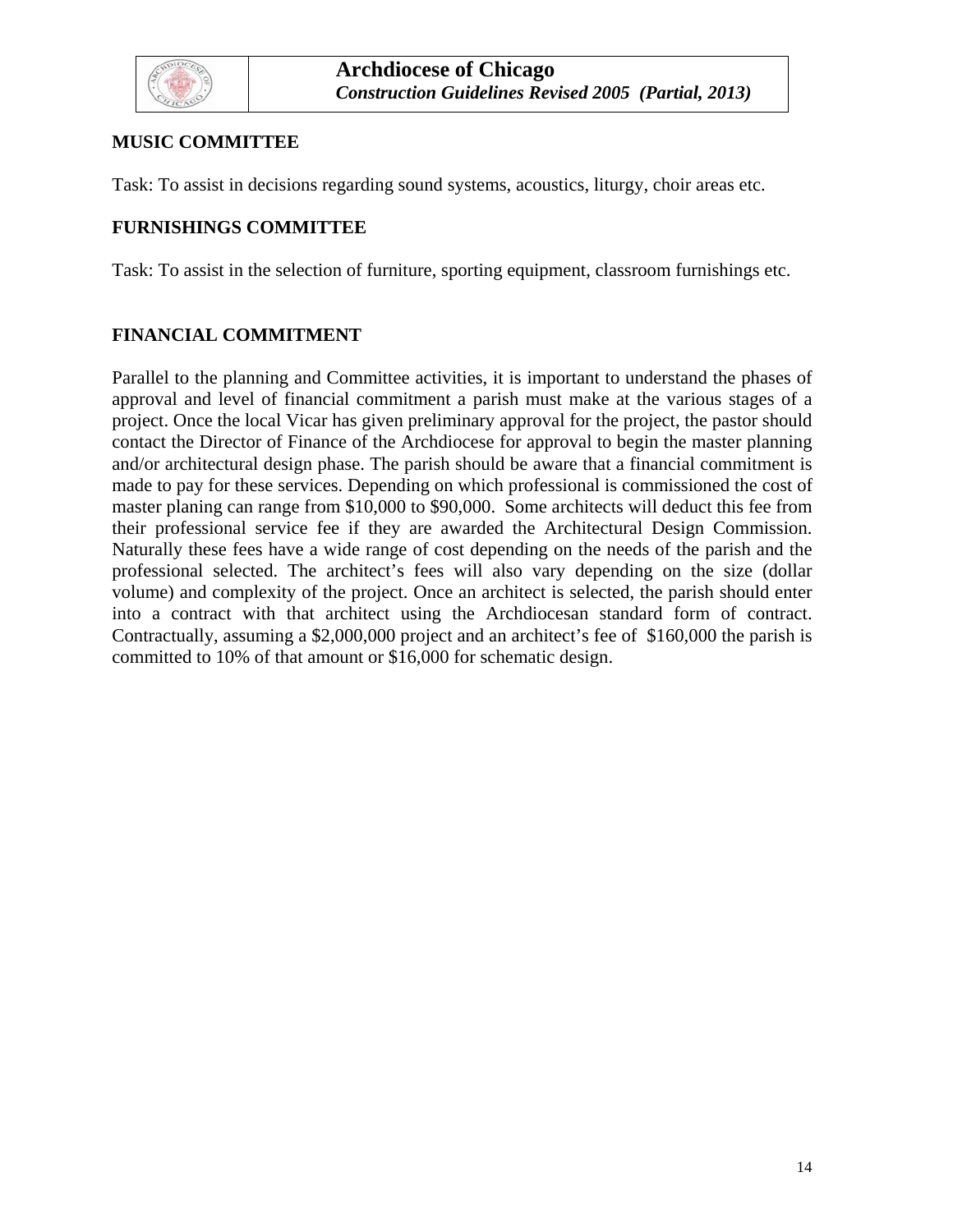**MUSIC COMMITTEE**

Task: To assist in decisions regarding sound systems, acoustics, liturgy, choir areas etc.

**FURNISHINGS COMMITTEE**

Task: To assist in the selection of furniture, sporting equipment, classroom furnishings etc.

**FINANCIAL COMMITMENT**

Parallel to the planning and Committee activities, it is important to understand the phases of approval and level of financial commitment a parish must make at the various stages of a project. Once the local Vicar has given preliminary approval for the project, the pastor should contact the Director of Finance of the Archdiocese for approval to begin the master planning and/or architectural design phase. The parish should be aware that a financial commitment is made to pay for these services. Depending on which professional is commissioned the cost of master planing can range from $10,000 to $90,000. Some architects will deduct this fee from their professional service fee if they are awarded the Architectural Design Commission. Naturally these fees have a wide range of cost depending on the needs of the parish and the professional selected. The architect's fees will also vary depending on the size (dollar volume) and complexity of the project. Once an architect is selected, the parish should enter into a contract with that architect using the Archdiocesan standard form of contract. Contractually, assuming a $2,000,000 project and an architect's fee of $160,000 the parish is committed to 10% of that amount or $16,000 for schematic design.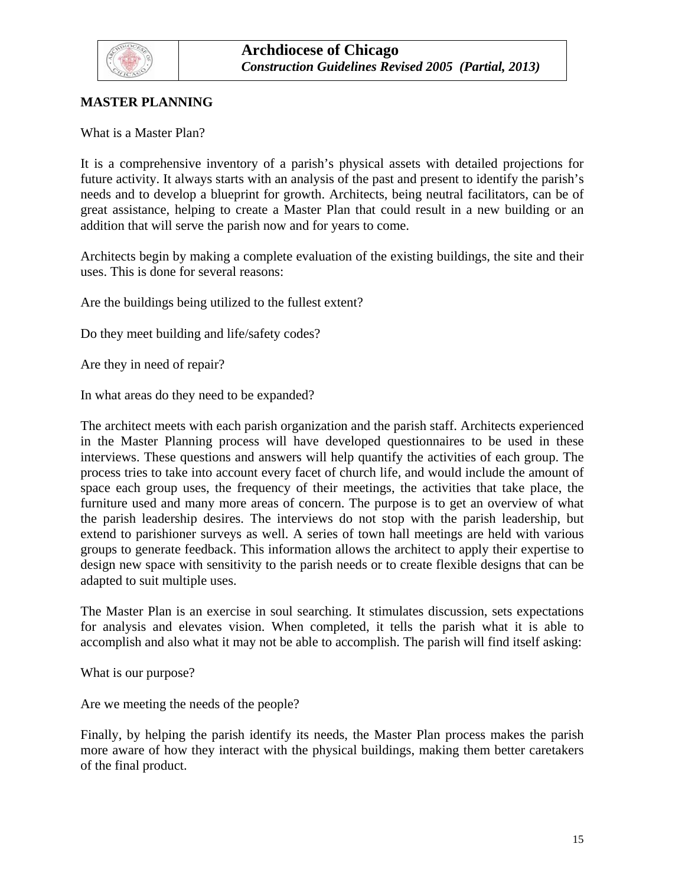## MASTER PLANNING

What is a Master Plan?

It is a comprehensive inventory of a parish's physical assets with detailed projections for future activity. It always starts with an analysis of the past and present to identify the parish's needs and to develop a blueprint for growth. Architects, being neutral facilitators, can be of great assistance, helping to create a Master Plan that could result in a new building or an addition that will serve the parish now and for years to come.

Architects begin by making a complete evaluation of the existing buildings, the site and their uses. This is done for several reasons:

Are the buildings being utilized to the fullest extent?

Do they meet building and life/safety codes?

Are they in need of repair?

In what areas do they need to be expanded?

The architect meets with each parish organization and the parish staff. Architects experienced in the Master Planning process will have developed questionnaires to be used in these interviews. These questions and answers will help quantify the activities of each group. The process tries to take into account every facet of church life, and would include the amount of space each group uses, the frequency of their meetings, the activities that take place, the furniture used and many more areas of concern. The purpose is to get an overview of what the parish leadership desires. The interviews do not stop with the parish leadership, but extend to parishioner surveys as well. A series of town hall meetings are held with various groups to generate feedback. This information allows the architect to apply their expertise to design new space with sensitivity to the parish needs or to create flexible designs that can be adapted to suit multiple uses.

The Master Plan is an exercise in soul searching. It stimulates discussion, sets expectations for analysis and elevates vision. When completed, it tells the parish what it is able to accomplish and also what it may not be able to accomplish. The parish will find itself asking:

What is our purpose?

Are we meeting the needs of the people?

Finally, by helping the parish identify its needs, the Master Plan process makes the parish more aware of how they interact with the physical buildings, making them better caretakers of the final product.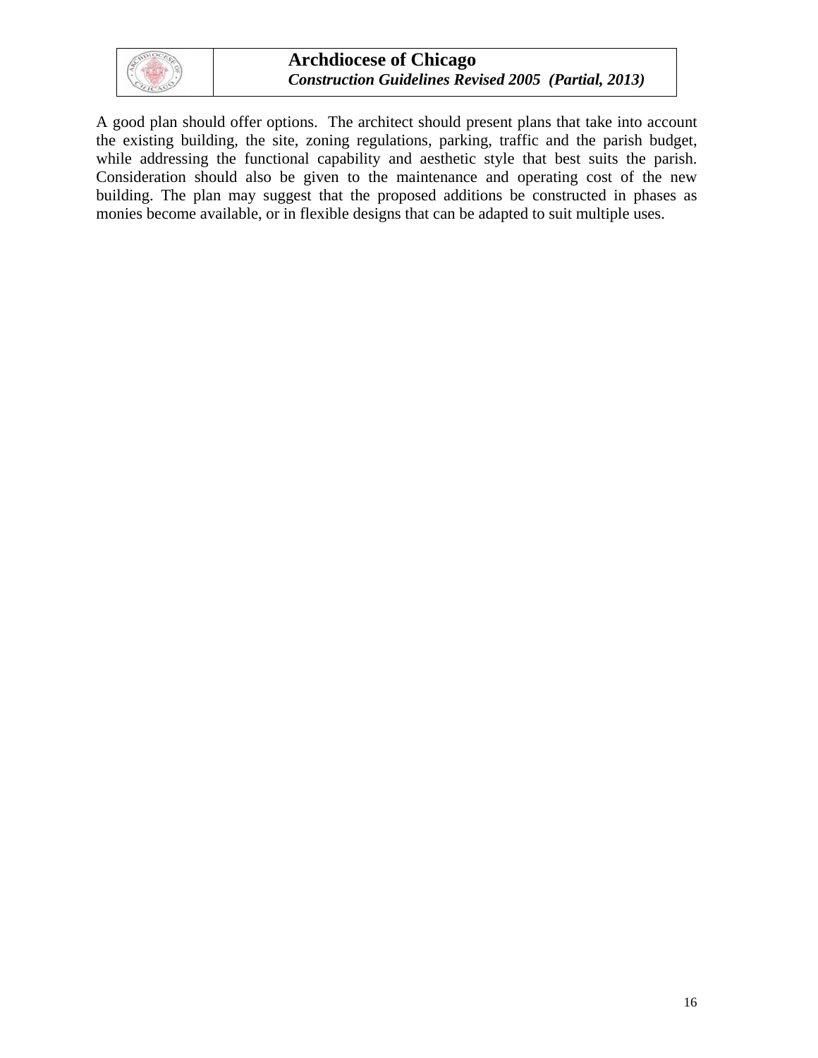A good plan should offer options. The architect should present plans that take into account the existing building, the site, zoning regulations, parking, traffic and the parish budget, while addressing the functional capability and aesthetic style that best suits the parish. Consideration should also be given to the maintenance and operating cost of the new building. The plan may suggest that the proposed additions be constructed in phases as monies become available, or in flexible designs that can be adapted to suit multiple uses.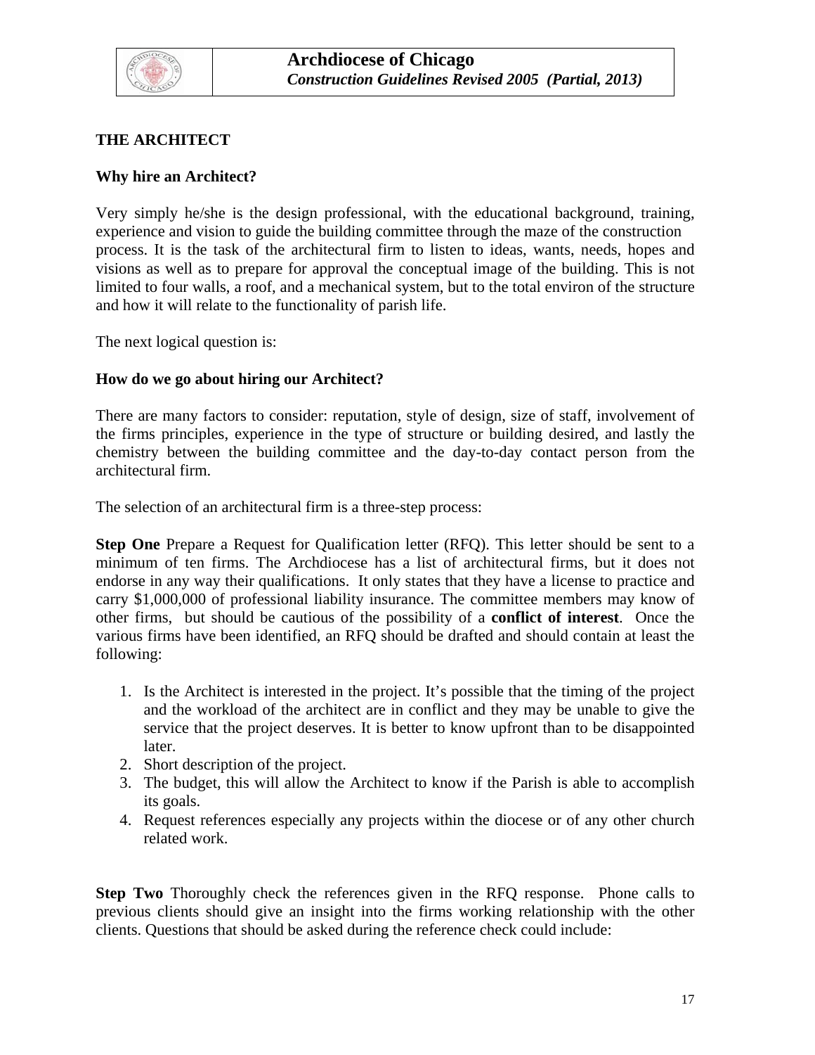## THE ARCHITECT

### Why hire an Architect?

Very simply he/she is the design professional, with the educational background, training, experience and vision to guide the building committee through the maze of the construction process. It is the task of the architectural firm to listen to ideas, wants, needs, hopes and visions as well as to prepare for approval the conceptual image of the building. This is not limited to four walls, a roof, and a mechanical system, but to the total environ of the structure and how it will relate to the functionality of parish life.

The next logical question is:

### How do we go about hiring our Architect?

There are many factors to consider: reputation, style of design, size of staff, involvement of the firms principles, experience in the type of structure or building desired, and lastly the chemistry between the building committee and the day-to-day contact person from the architectural firm.

The selection of an architectural firm is a three-step process:

**Step One** Prepare a Request for Qualification letter (RFQ). This letter should be sent to a minimum of ten firms. The Archdiocese has a list of architectural firms, but it does not endorse in any way their qualifications. It only states that they have a license to practice and carry $1,000,000 of professional liability insurance. The committee members may know of other firms, but should be cautious of the possibility of a **conflict of interest**. Once the various firms have been identified, an RFQ should be drafted and should contain at least the following:

1. Is the Architect is interested in the project. It's possible that the timing of the project and the workload of the architect are in conflict and they may be unable to give the service that the project deserves. It is better to know upfront than to be disappointed later.
2. Short description of the project.
3. The budget, this will allow the Architect to know if the Parish is able to accomplish its goals.
4. Request references especially any projects within the diocese or of any other church related work.

**Step Two** Thoroughly check the references given in the RFQ response. Phone calls to previous clients should give an insight into the firms working relationship with the other clients. Questions that should be asked during the reference check could include: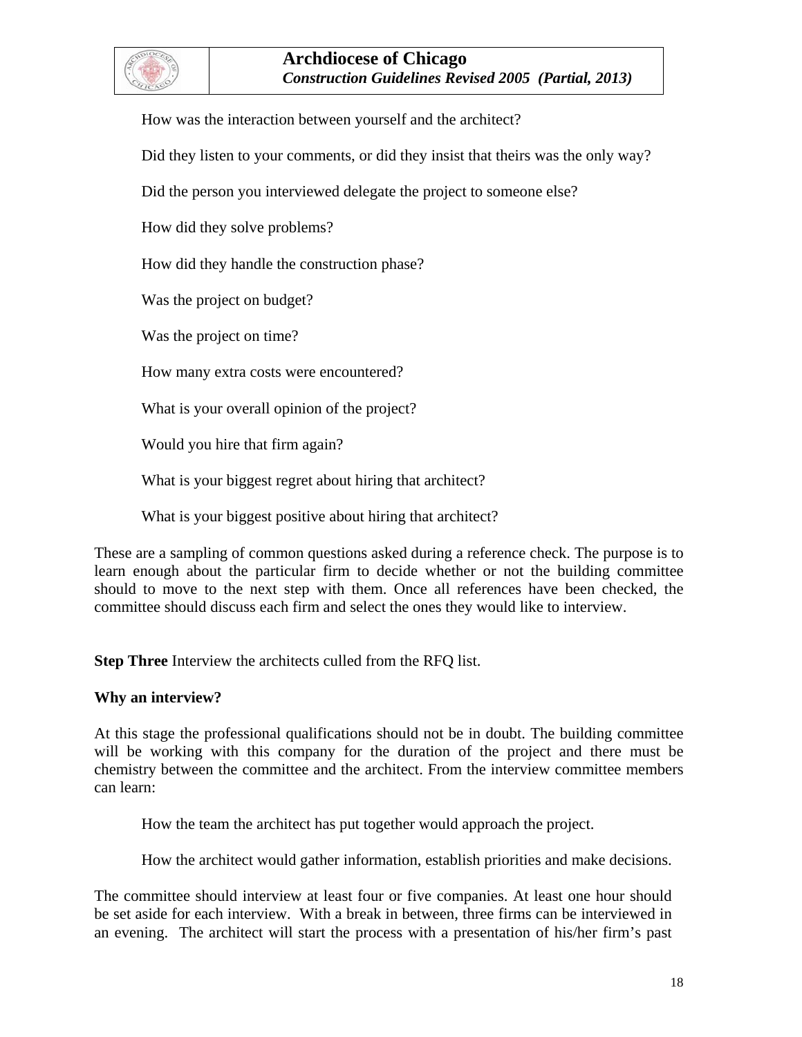How was the interaction between yourself and the architect?

Did they listen to your comments, or did they insist that theirs was the only way?

Did the person you interviewed delegate the project to someone else?

How did they solve problems?

How did they handle the construction phase?

Was the project on budget?

Was the project on time?

How many extra costs were encountered?

What is your overall opinion of the project?

Would you hire that firm again?

What is your biggest regret about hiring that architect?

What is your biggest positive about hiring that architect?

These are a sampling of common questions asked during a reference check. The purpose is to learn enough about the particular firm to decide whether or not the building committee should to move to the next step with them. Once all references have been checked, the committee should discuss each firm and select the ones they would like to interview.

**Step Three** Interview the architects culled from the RFQ list.

**Why an interview?**

At this stage the professional qualifications should not be in doubt. The building committee will be working with this company for the duration of the project and there must be chemistry between the committee and the architect. From the interview committee members can learn:

How the team the architect has put together would approach the project.

How the architect would gather information, establish priorities and make decisions.

The committee should interview at least four or five companies. At least one hour should be set aside for each interview. With a break in between, three firms can be interviewed in an evening. The architect will start the process with a presentation of his/her firm's past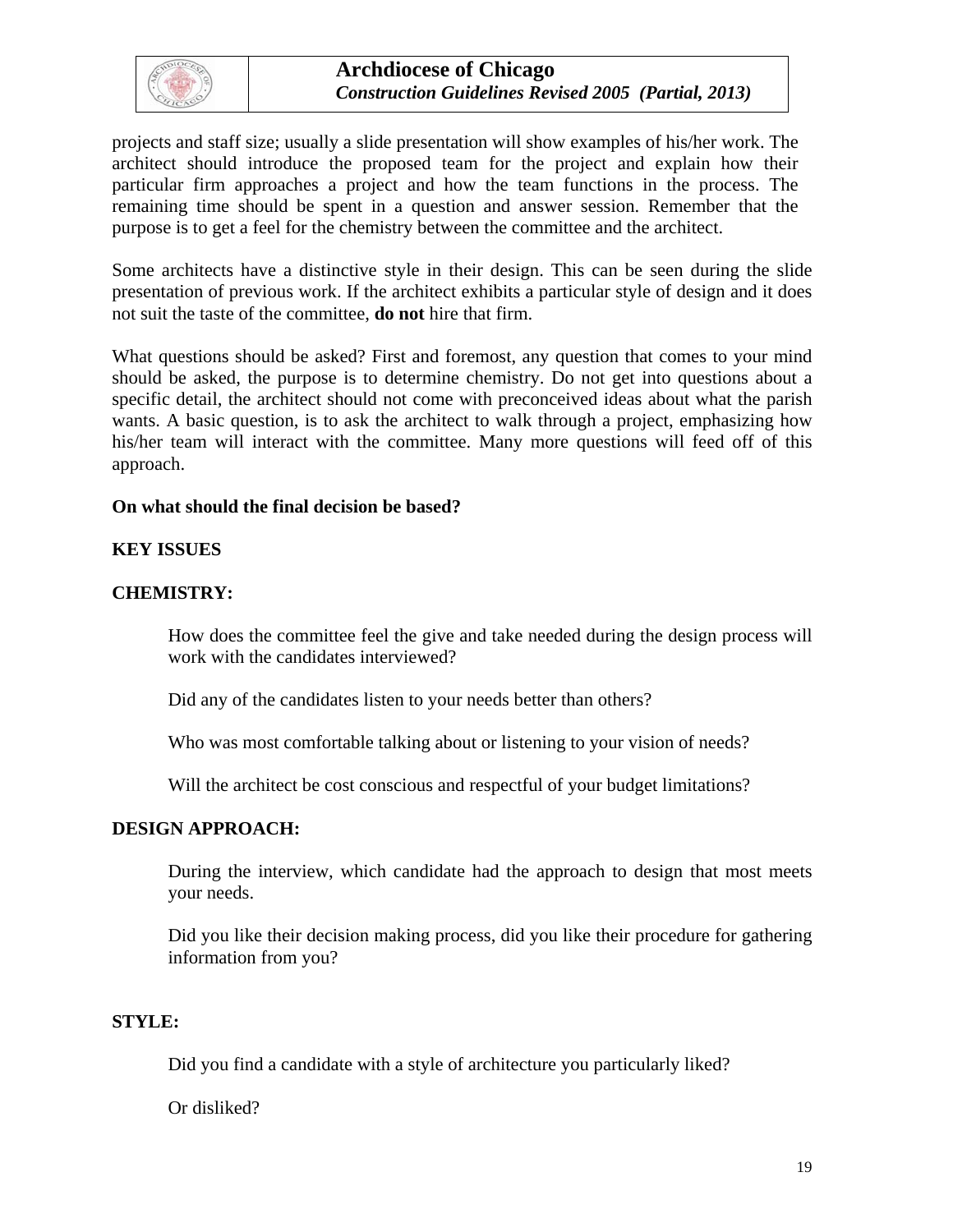projects and staff size; usually a slide presentation will show examples of his/her work. The architect should introduce the proposed team for the project and explain how their particular firm approaches a project and how the team functions in the process. The remaining time should be spent in a question and answer session. Remember that the purpose is to get a feel for the chemistry between the committee and the architect.

Some architects have a distinctive style in their design. This can be seen during the slide presentation of previous work. If the architect exhibits a particular style of design and it does not suit the taste of the committee, **do not** hire that firm.

What questions should be asked? First and foremost, any question that comes to your mind should be asked, the purpose is to determine chemistry. Do not get into questions about a specific detail, the architect should not come with preconceived ideas about what the parish wants. A basic question, is to ask the architect to walk through a project, emphasizing how his/her team will interact with the committee. Many more questions will feed off of this approach.

**On what should the final decision be based?**

**KEY ISSUES**

**CHEMISTRY:**

How does the committee feel the give and take needed during the design process will work with the candidates interviewed?

Did any of the candidates listen to your needs better than others?

Who was most comfortable talking about or listening to your vision of needs?

Will the architect be cost conscious and respectful of your budget limitations?

**DESIGN APPROACH:**

During the interview, which candidate had the approach to design that most meets your needs.

Did you like their decision making process, did you like their procedure for gathering information from you?

**STYLE:**

Did you find a candidate with a style of architecture you particularly liked?

Or disliked?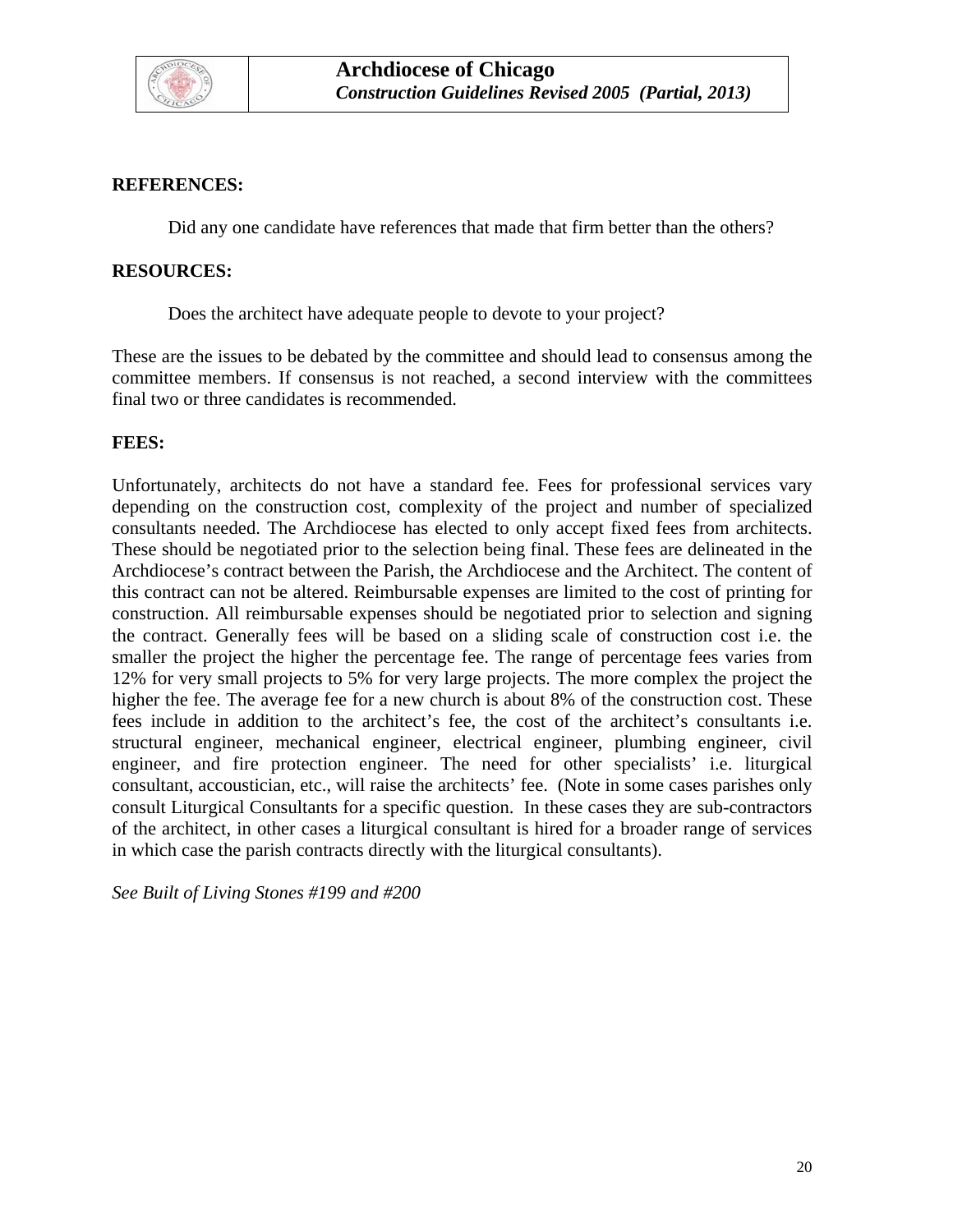**REFERENCES:**

Did any one candidate have references that made that firm better than the others?

**RESOURCES:**

Does the architect have adequate people to devote to your project?

These are the issues to be debated by the committee and should lead to consensus among the committee members. If consensus is not reached, a second interview with the committees final two or three candidates is recommended.

**FEES:**

Unfortunately, architects do not have a standard fee. Fees for professional services vary depending on the construction cost, complexity of the project and number of specialized consultants needed. The Archdiocese has elected to only accept fixed fees from architects. These should be negotiated prior to the selection being final. These fees are delineated in the Archdiocese's contract between the Parish, the Archdiocese and the Architect. The content of this contract can not be altered. Reimbursable expenses are limited to the cost of printing for construction. All reimbursable expenses should be negotiated prior to selection and signing the contract. Generally fees will be based on a sliding scale of construction cost i.e. the smaller the project the higher the percentage fee. The range of percentage fees varies from 12% for very small projects to 5% for very large projects. The more complex the project the higher the fee. The average fee for a new church is about 8% of the construction cost. These fees include in addition to the architect's fee, the cost of the architect's consultants i.e. structural engineer, mechanical engineer, electrical engineer, plumbing engineer, civil engineer, and fire protection engineer. The need for other specialists' i.e. liturgical consultant, accoustician, etc., will raise the architects' fee. (Note in some cases parishes only consult Liturgical Consultants for a specific question. In these cases they are sub-contractors of the architect, in other cases a liturgical consultant is hired for a broader range of services in which case the parish contracts directly with the liturgical consultants).

*See Built of Living Stones #199 and #200*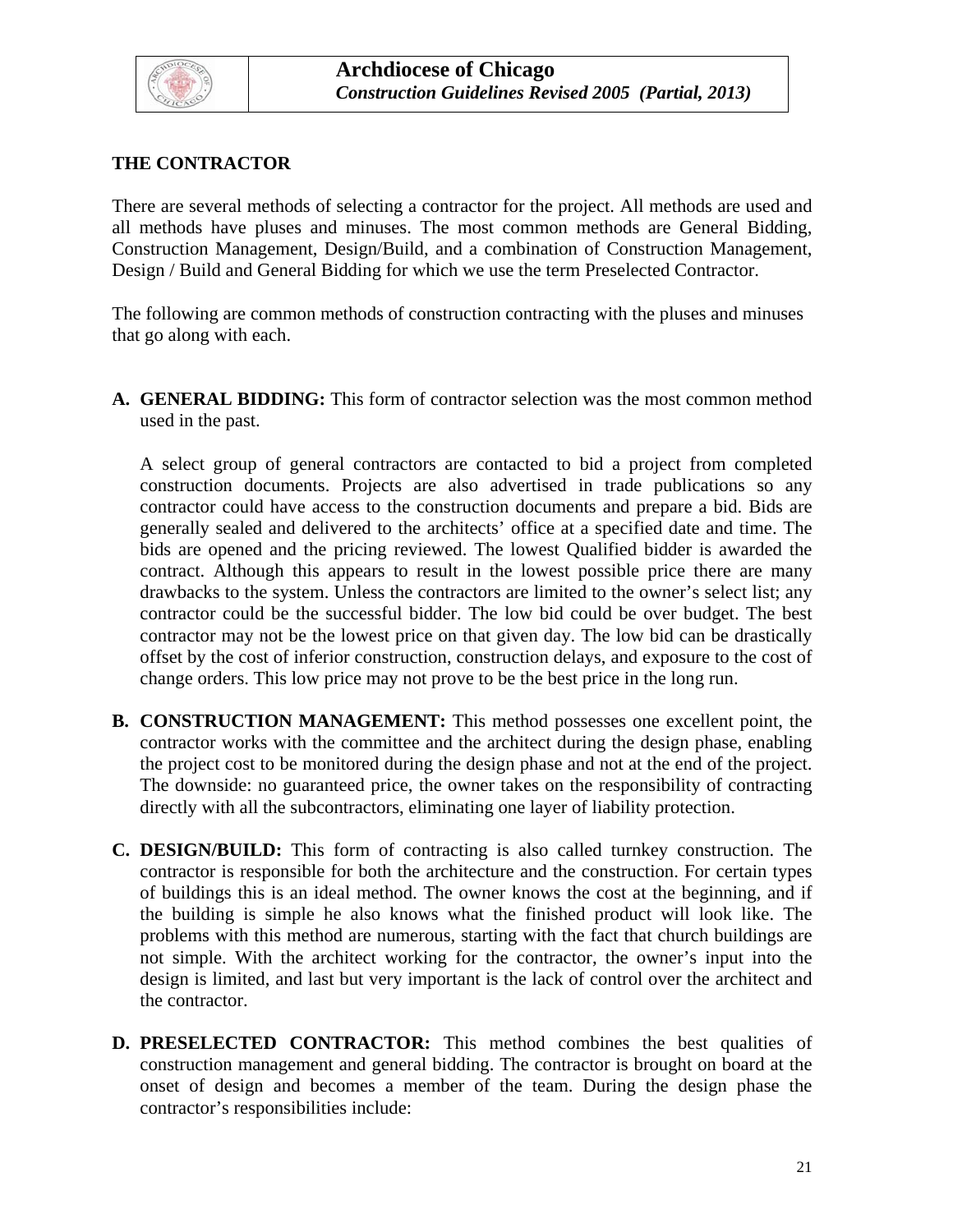## THE CONTRACTOR

There are several methods of selecting a contractor for the project. All methods are used and all methods have pluses and minuses. The most common methods are General Bidding, Construction Management, Design/Build, and a combination of Construction Management, Design / Build and General Bidding for which we use the term Preselected Contractor.

The following are common methods of construction contracting with the pluses and minuses that go along with each.

**A. GENERAL BIDDING:** This form of contractor selection was the most common method used in the past.

A select group of general contractors are contacted to bid a project from completed construction documents. Projects are also advertised in trade publications so any contractor could have access to the construction documents and prepare a bid. Bids are generally sealed and delivered to the architects' office at a specified date and time. The bids are opened and the pricing reviewed. The lowest Qualified bidder is awarded the contract. Although this appears to result in the lowest possible price there are many drawbacks to the system. Unless the contractors are limited to the owner's select list; any contractor could be the successful bidder. The low bid could be over budget. The best contractor may not be the lowest price on that given day. The low bid can be drastically offset by the cost of inferior construction, construction delays, and exposure to the cost of change orders. This low price may not prove to be the best price in the long run.

**B. CONSTRUCTION MANAGEMENT:** This method possesses one excellent point, the contractor works with the committee and the architect during the design phase, enabling the project cost to be monitored during the design phase and not at the end of the project. The downside: no guaranteed price, the owner takes on the responsibility of contracting directly with all the subcontractors, eliminating one layer of liability protection.

**C. DESIGN/BUILD:** This form of contracting is also called turnkey construction. The contractor is responsible for both the architecture and the construction. For certain types of buildings this is an ideal method. The owner knows the cost at the beginning, and if the building is simple he also knows what the finished product will look like. The problems with this method are numerous, starting with the fact that church buildings are not simple. With the architect working for the contractor, the owner's input into the design is limited, and last but very important is the lack of control over the architect and the contractor.

**D. PRESELECTED CONTRACTOR:** This method combines the best qualities of construction management and general bidding. The contractor is brought on board at the onset of design and becomes a member of the team. During the design phase the contractor's responsibilities include: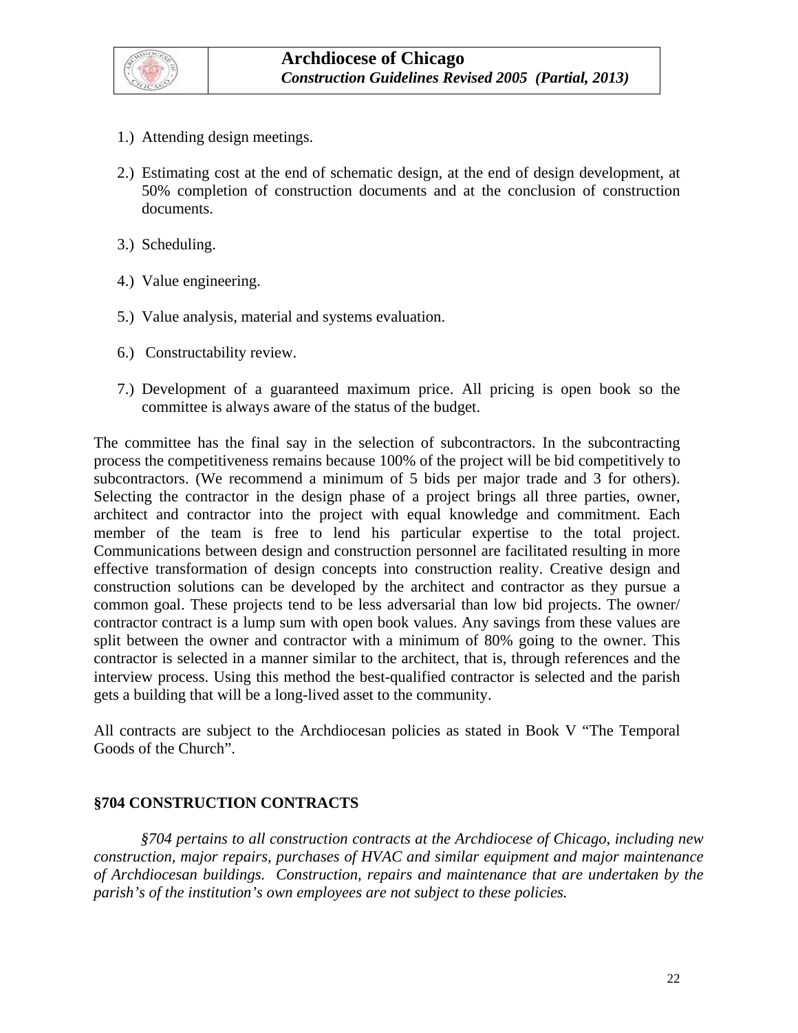1.) Attending design meetings.

2.) Estimating cost at the end of schematic design, at the end of design development, at 50% completion of construction documents and at the conclusion of construction documents.

3.) Scheduling.

4.) Value engineering.

5.) Value analysis, material and systems evaluation.

6.) Constructability review.

7.) Development of a guaranteed maximum price. All pricing is open book so the committee is always aware of the status of the budget.

The committee has the final say in the selection of subcontractors. In the subcontracting process the competitiveness remains because 100% of the project will be bid competitively to subcontractors. (We recommend a minimum of 5 bids per major trade and 3 for others). Selecting the contractor in the design phase of a project brings all three parties, owner, architect and contractor into the project with equal knowledge and commitment. Each member of the team is free to lend his particular expertise to the total project. Communications between design and construction personnel are facilitated resulting in more effective transformation of design concepts into construction reality. Creative design and construction solutions can be developed by the architect and contractor as they pursue a common goal. These projects tend to be less adversarial than low bid projects. The owner/ contractor contract is a lump sum with open book values. Any savings from these values are split between the owner and contractor with a minimum of 80% going to the owner. This contractor is selected in a manner similar to the architect, that is, through references and the interview process. Using this method the best-qualified contractor is selected and the parish gets a building that will be a long-lived asset to the community.

All contracts are subject to the Archdiocesan policies as stated in Book V "The Temporal Goods of the Church".

## §704 CONSTRUCTION CONTRACTS

*§704 pertains to all construction contracts at the Archdiocese of Chicago, including new construction, major repairs, purchases of HVAC and similar equipment and major maintenance of Archdiocesan buildings. Construction, repairs and maintenance that are undertaken by the parish's of the institution's own employees are not subject to these policies.*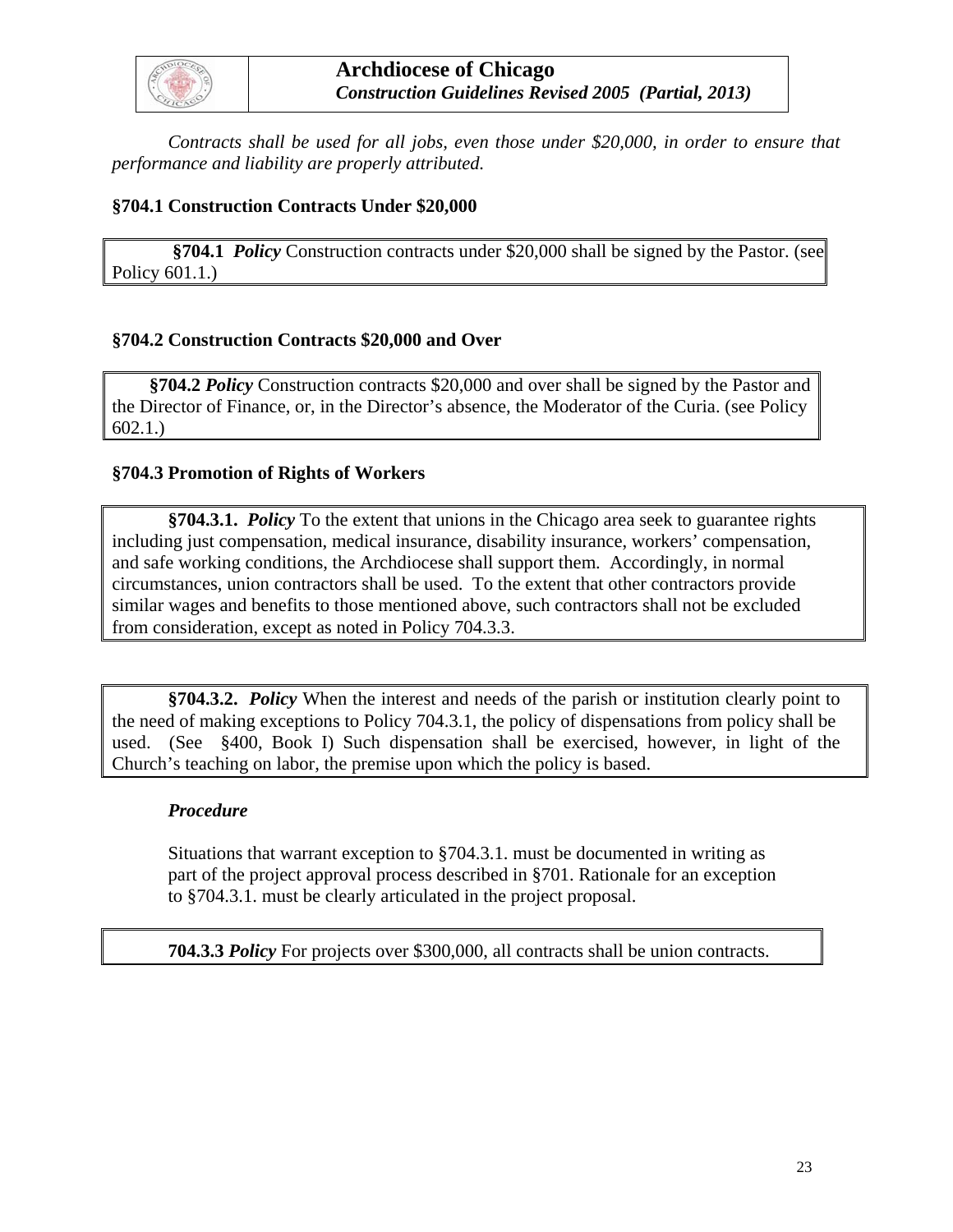*Contracts shall be used for all jobs, even those under $20,000, in order to ensure that performance and liability are properly attributed.*

### §704.1 Construction Contracts Under $20,000

**§704.1** ***Policy*** Construction contracts under $20,000 shall be signed by the Pastor. (see Policy 601.1.)

### §704.2 Construction Contracts $20,000 and Over

**§704.2** ***Policy*** Construction contracts $20,000 and over shall be signed by the Pastor and the Director of Finance, or, in the Director's absence, the Moderator of the Curia. (see Policy 602.1.)

### §704.3 Promotion of Rights of Workers

**§704.3.1.** ***Policy*** To the extent that unions in the Chicago area seek to guarantee rights including just compensation, medical insurance, disability insurance, workers' compensation, and safe working conditions, the Archdiocese shall support them. Accordingly, in normal circumstances, union contractors shall be used. To the extent that other contractors provide similar wages and benefits to those mentioned above, such contractors shall not be excluded from consideration, except as noted in Policy 704.3.3.

**§704.3.2.** ***Policy*** When the interest and needs of the parish or institution clearly point to the need of making exceptions to Policy 704.3.1, the policy of dispensations from policy shall be used. (See §400, Book I) Such dispensation shall be exercised, however, in light of the Church's teaching on labor, the premise upon which the policy is based.

***Procedure***

Situations that warrant exception to §704.3.1. must be documented in writing as part of the project approval process described in §701. Rationale for an exception to §704.3.1. must be clearly articulated in the project proposal.

**704.3.3** ***Policy*** For projects over $300,000, all contracts shall be union contracts.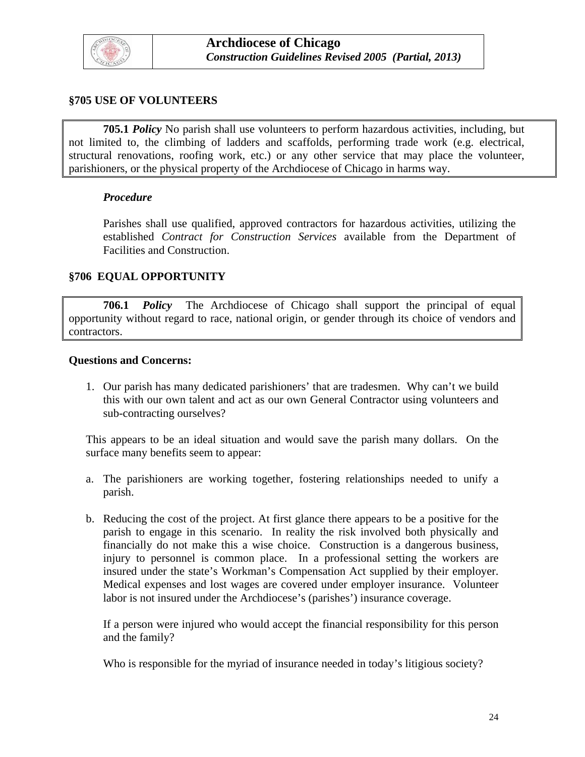## §705 USE OF VOLUNTEERS

**705.1** ***Policy*** No parish shall use volunteers to perform hazardous activities, including, but not limited to, the climbing of ladders and scaffolds, performing trade work (e.g. electrical, structural renovations, roofing work, etc.) or any other service that may place the volunteer, parishioners, or the physical property of the Archdiocese of Chicago in harms way.

***Procedure***

Parishes shall use qualified, approved contractors for hazardous activities, utilizing the established *Contract for Construction Services* available from the Department of Facilities and Construction.

## §706 EQUAL OPPORTUNITY

**706.1** ***Policy*** The Archdiocese of Chicago shall support the principal of equal opportunity without regard to race, national origin, or gender through its choice of vendors and contractors.

**Questions and Concerns:**

1. Our parish has many dedicated parishioners' that are tradesmen. Why can't we build this with our own talent and act as our own General Contractor using volunteers and sub-contracting ourselves?

This appears to be an ideal situation and would save the parish many dollars. On the surface many benefits seem to appear:

a. The parishioners are working together, fostering relationships needed to unify a parish.

b. Reducing the cost of the project. At first glance there appears to be a positive for the parish to engage in this scenario. In reality the risk involved both physically and financially do not make this a wise choice. Construction is a dangerous business, injury to personnel is common place. In a professional setting the workers are insured under the state's Workman's Compensation Act supplied by their employer. Medical expenses and lost wages are covered under employer insurance. Volunteer labor is not insured under the Archdiocese's (parishes') insurance coverage.

   If a person were injured who would accept the financial responsibility for this person and the family?

   Who is responsible for the myriad of insurance needed in today's litigious society?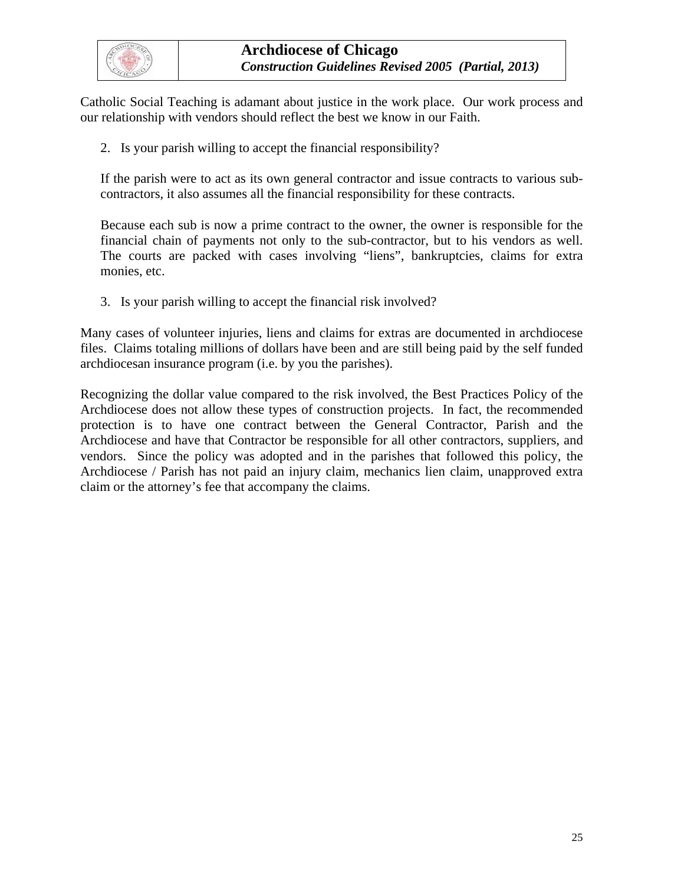Catholic Social Teaching is adamant about justice in the work place. Our work process and our relationship with vendors should reflect the best we know in our Faith.

2. Is your parish willing to accept the financial responsibility?

   If the parish were to act as its own general contractor and issue contracts to various sub-contractors, it also assumes all the financial responsibility for these contracts.

   Because each sub is now a prime contract to the owner, the owner is responsible for the financial chain of payments not only to the sub-contractor, but to his vendors as well. The courts are packed with cases involving "liens", bankruptcies, claims for extra monies, etc.

3. Is your parish willing to accept the financial risk involved?

Many cases of volunteer injuries, liens and claims for extras are documented in archdiocese files. Claims totaling millions of dollars have been and are still being paid by the self funded archdiocesan insurance program (i.e. by you the parishes).

Recognizing the dollar value compared to the risk involved, the Best Practices Policy of the Archdiocese does not allow these types of construction projects. In fact, the recommended protection is to have one contract between the General Contractor, Parish and the Archdiocese and have that Contractor be responsible for all other contractors, suppliers, and vendors. Since the policy was adopted and in the parishes that followed this policy, the Archdiocese / Parish has not paid an injury claim, mechanics lien claim, unapproved extra claim or the attorney's fee that accompany the claims.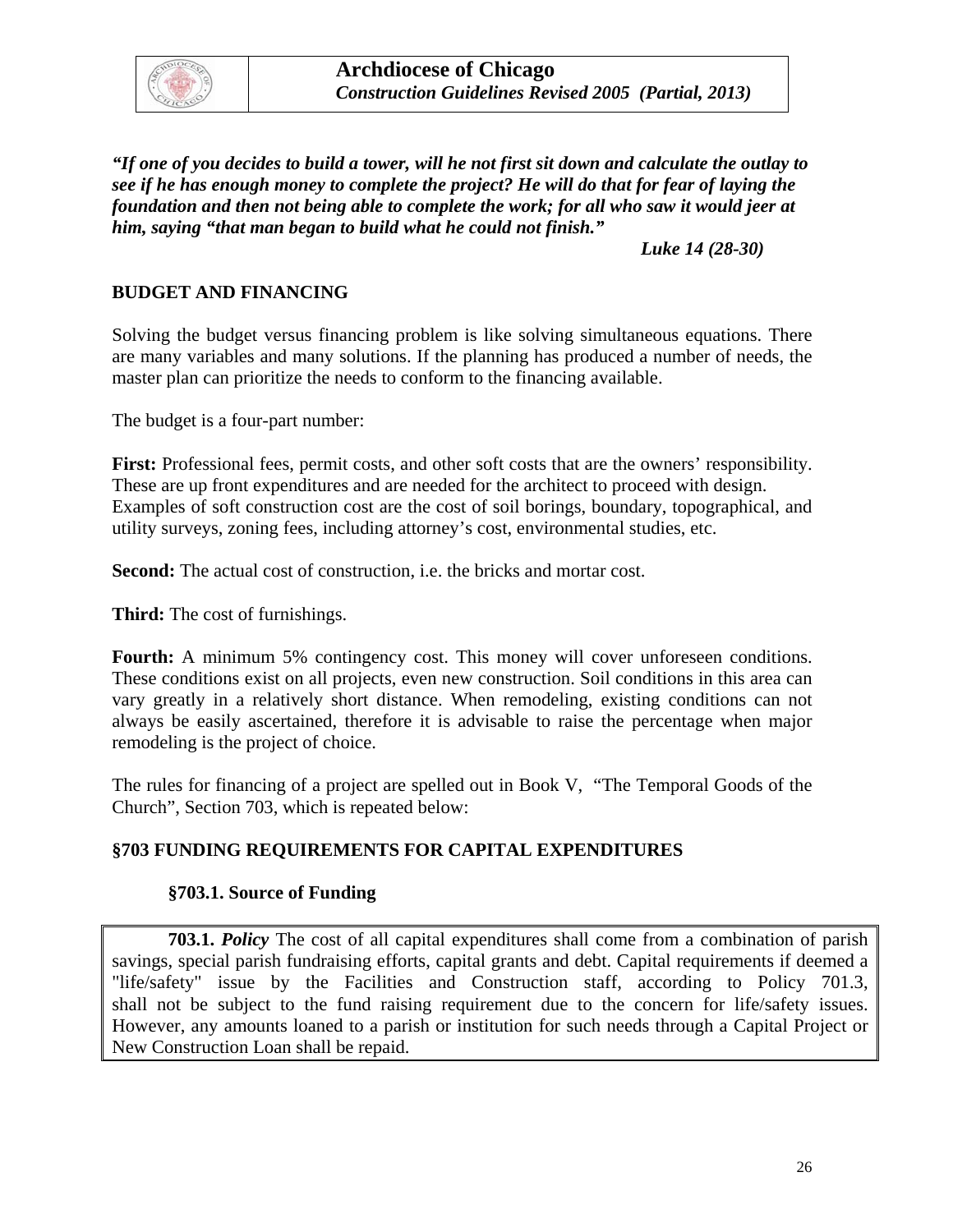*"If one of you decides to build a tower, will he not first sit down and calculate the outlay to see if he has enough money to complete the project? He will do that for fear of laying the foundation and then not being able to complete the work; for all who saw it would jeer at him, saying "that man began to build what he could not finish."*

*Luke 14 (28-30)*

## BUDGET AND FINANCING

Solving the budget versus financing problem is like solving simultaneous equations. There are many variables and many solutions. If the planning has produced a number of needs, the master plan can prioritize the needs to conform to the financing available.

The budget is a four-part number:

**First:** Professional fees, permit costs, and other soft costs that are the owners' responsibility. These are up front expenditures and are needed for the architect to proceed with design. Examples of soft construction cost are the cost of soil borings, boundary, topographical, and utility surveys, zoning fees, including attorney's cost, environmental studies, etc.

**Second:** The actual cost of construction, i.e. the bricks and mortar cost.

**Third:** The cost of furnishings.

**Fourth:** A minimum 5% contingency cost. This money will cover unforeseen conditions. These conditions exist on all projects, even new construction. Soil conditions in this area can vary greatly in a relatively short distance. When remodeling, existing conditions can not always be easily ascertained, therefore it is advisable to raise the percentage when major remodeling is the project of choice.

The rules for financing of a project are spelled out in Book V, "The Temporal Goods of the Church", Section 703, which is repeated below:

## §703 FUNDING REQUIREMENTS FOR CAPITAL EXPENDITURES

### §703.1. Source of Funding

**703.1.** ***Policy*** The cost of all capital expenditures shall come from a combination of parish savings, special parish fundraising efforts, capital grants and debt. Capital requirements if deemed a "life/safety" issue by the Facilities and Construction staff, according to Policy 701.3, shall not be subject to the fund raising requirement due to the concern for life/safety issues. However, any amounts loaned to a parish or institution for such needs through a Capital Project or New Construction Loan shall be repaid.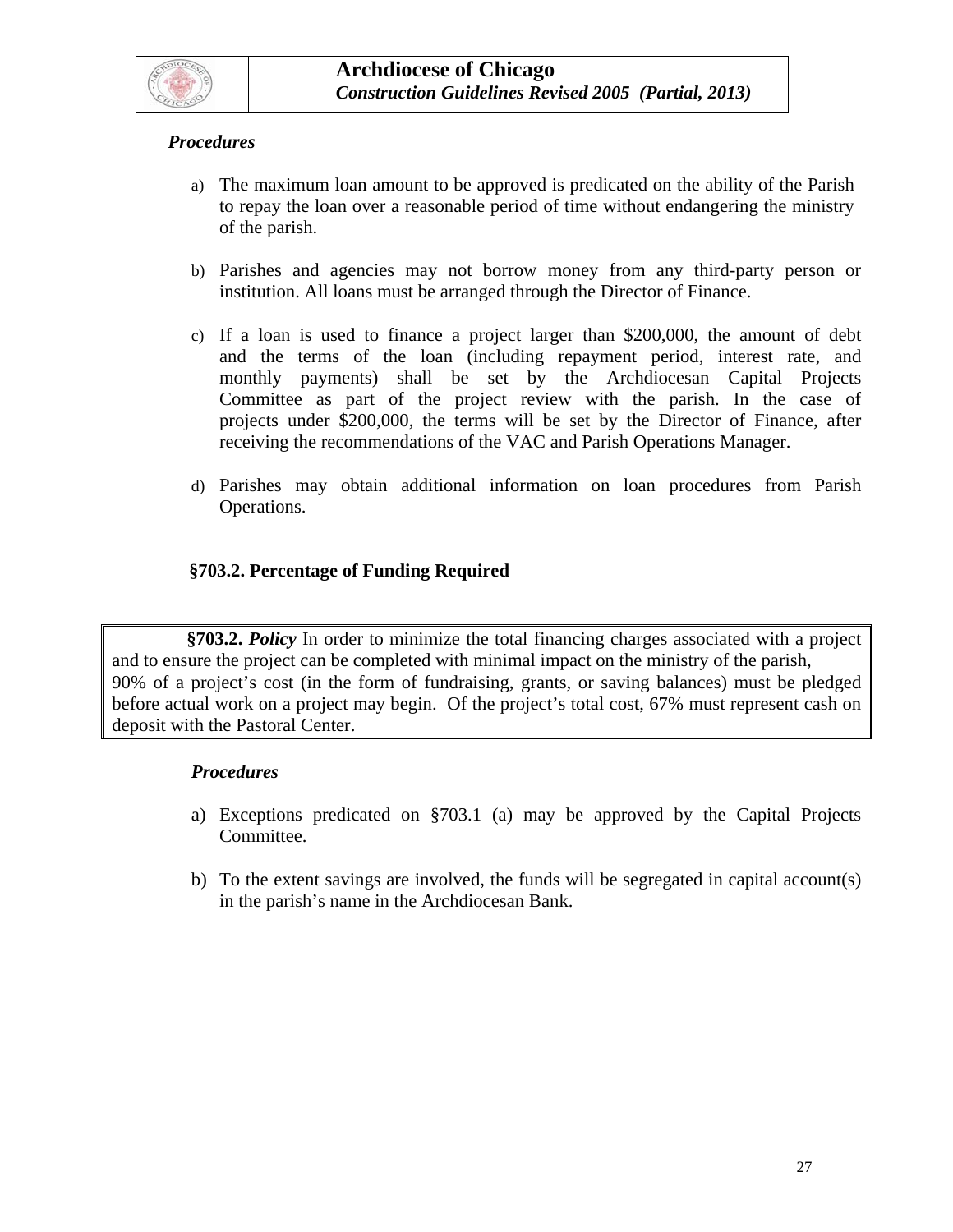*Procedures*

a) The maximum loan amount to be approved is predicated on the ability of the Parish to repay the loan over a reasonable period of time without endangering the ministry of the parish.

b) Parishes and agencies may not borrow money from any third-party person or institution. All loans must be arranged through the Director of Finance.

c) If a loan is used to finance a project larger than $200,000, the amount of debt and the terms of the loan (including repayment period, interest rate, and monthly payments) shall be set by the Archdiocesan Capital Projects Committee as part of the project review with the parish. In the case of projects under $200,000, the terms will be set by the Director of Finance, after receiving the recommendations of the VAC and Parish Operations Manager.

d) Parishes may obtain additional information on loan procedures from Parish Operations.

### §703.2. Percentage of Funding Required

**§703.2.** ***Policy*** In order to minimize the total financing charges associated with a project and to ensure the project can be completed with minimal impact on the ministry of the parish, 90% of a project's cost (in the form of fundraising, grants, or saving balances) must be pledged before actual work on a project may begin. Of the project's total cost, 67% must represent cash on deposit with the Pastoral Center.

*Procedures*

a) Exceptions predicated on §703.1 (a) may be approved by the Capital Projects Committee.

b) To the extent savings are involved, the funds will be segregated in capital account(s) in the parish's name in the Archdiocesan Bank.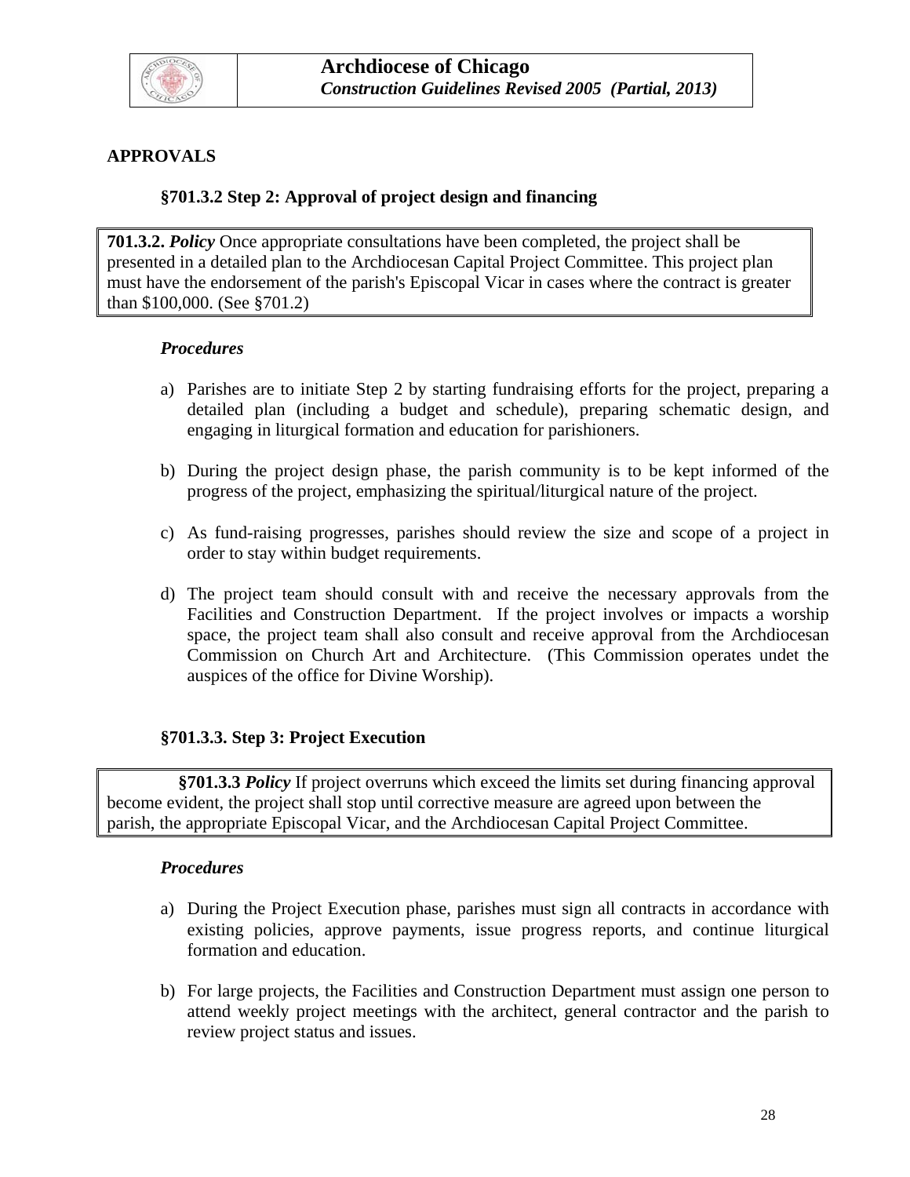## APPROVALS

### §701.3.2 Step 2: Approval of project design and financing

**701.3.2.** ***Policy*** Once appropriate consultations have been completed, the project shall be presented in a detailed plan to the Archdiocesan Capital Project Committee. This project plan must have the endorsement of the parish's Episcopal Vicar in cases where the contract is greater than $100,000. (See §701.2)

***Procedures***

a) Parishes are to initiate Step 2 by starting fundraising efforts for the project, preparing a detailed plan (including a budget and schedule), preparing schematic design, and engaging in liturgical formation and education for parishioners.

b) During the project design phase, the parish community is to be kept informed of the progress of the project, emphasizing the spiritual/liturgical nature of the project.

c) As fund-raising progresses, parishes should review the size and scope of a project in order to stay within budget requirements.

d) The project team should consult with and receive the necessary approvals from the Facilities and Construction Department. If the project involves or impacts a worship space, the project team shall also consult and receive approval from the Archdiocesan Commission on Church Art and Architecture. (This Commission operates undet the auspices of the office for Divine Worship).

### §701.3.3. Step 3: Project Execution

**§701.3.3** ***Policy*** If project overruns which exceed the limits set during financing approval become evident, the project shall stop until corrective measure are agreed upon between the parish, the appropriate Episcopal Vicar, and the Archdiocesan Capital Project Committee.

***Procedures***

a) During the Project Execution phase, parishes must sign all contracts in accordance with existing policies, approve payments, issue progress reports, and continue liturgical formation and education.

b) For large projects, the Facilities and Construction Department must assign one person to attend weekly project meetings with the architect, general contractor and the parish to review project status and issues.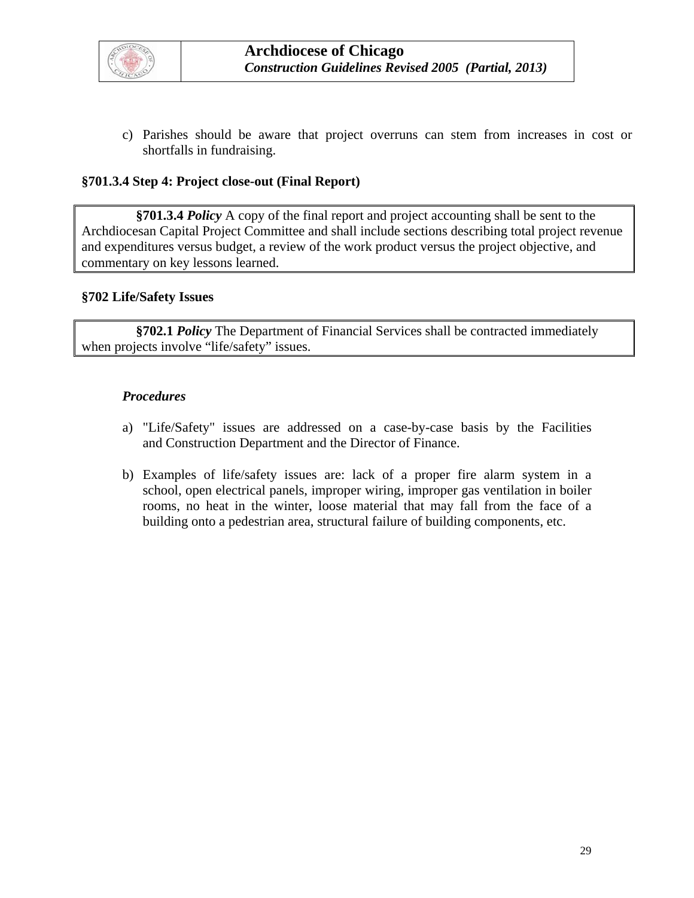c) Parishes should be aware that project overruns can stem from increases in cost or shortfalls in fundraising.

**§701.3.4 Step 4: Project close-out (Final Report)**

> **§701.3.4 *Policy*** A copy of the final report and project accounting shall be sent to the Archdiocesan Capital Project Committee and shall include sections describing total project revenue and expenditures versus budget, a review of the work product versus the project objective, and commentary on key lessons learned.

**§702 Life/Safety Issues**

> **§702.1 *Policy*** The Department of Financial Services shall be contracted immediately when projects involve "life/safety" issues.

***Procedures***

a) "Life/Safety" issues are addressed on a case-by-case basis by the Facilities and Construction Department and the Director of Finance.

b) Examples of life/safety issues are: lack of a proper fire alarm system in a school, open electrical panels, improper wiring, improper gas ventilation in boiler rooms, no heat in the winter, loose material that may fall from the face of a building onto a pedestrian area, structural failure of building components, etc.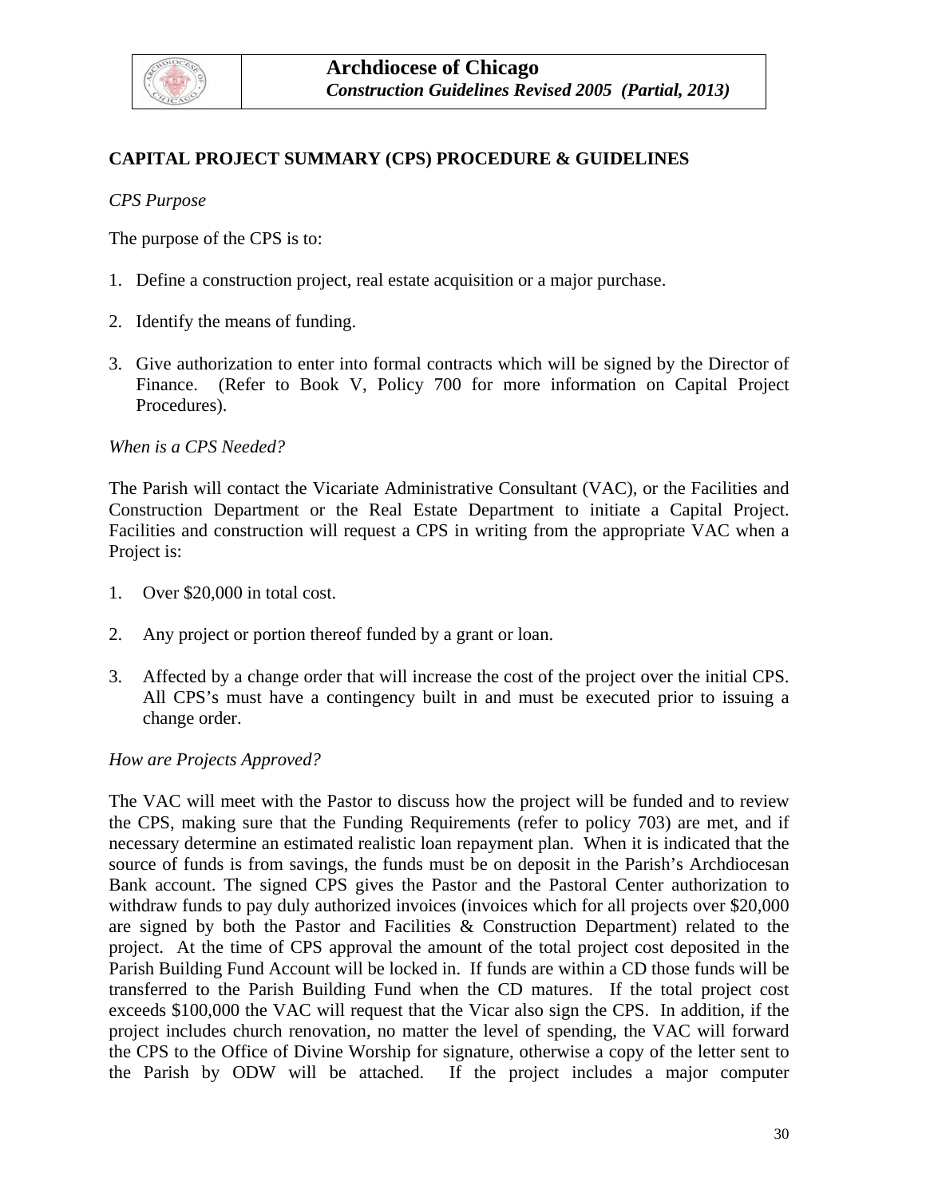## CAPITAL PROJECT SUMMARY (CPS) PROCEDURE & GUIDELINES

*CPS Purpose*

The purpose of the CPS is to:

1. Define a construction project, real estate acquisition or a major purchase.

2. Identify the means of funding.

3. Give authorization to enter into formal contracts which will be signed by the Director of Finance. (Refer to Book V, Policy 700 for more information on Capital Project Procedures).

*When is a CPS Needed?*

The Parish will contact the Vicariate Administrative Consultant (VAC), or the Facilities and Construction Department or the Real Estate Department to initiate a Capital Project. Facilities and construction will request a CPS in writing from the appropriate VAC when a Project is:

1. Over $20,000 in total cost.

2. Any project or portion thereof funded by a grant or loan.

3. Affected by a change order that will increase the cost of the project over the initial CPS. All CPS's must have a contingency built in and must be executed prior to issuing a change order.

*How are Projects Approved?*

The VAC will meet with the Pastor to discuss how the project will be funded and to review the CPS, making sure that the Funding Requirements (refer to policy 703) are met, and if necessary determine an estimated realistic loan repayment plan. When it is indicated that the source of funds is from savings, the funds must be on deposit in the Parish's Archdiocesan Bank account. The signed CPS gives the Pastor and the Pastoral Center authorization to withdraw funds to pay duly authorized invoices (invoices which for all projects over $20,000 are signed by both the Pastor and Facilities & Construction Department) related to the project. At the time of CPS approval the amount of the total project cost deposited in the Parish Building Fund Account will be locked in. If funds are within a CD those funds will be transferred to the Parish Building Fund when the CD matures. If the total project cost exceeds $100,000 the VAC will request that the Vicar also sign the CPS. In addition, if the project includes church renovation, no matter the level of spending, the VAC will forward the CPS to the Office of Divine Worship for signature, otherwise a copy of the letter sent to the Parish by ODW will be attached. If the project includes a major computer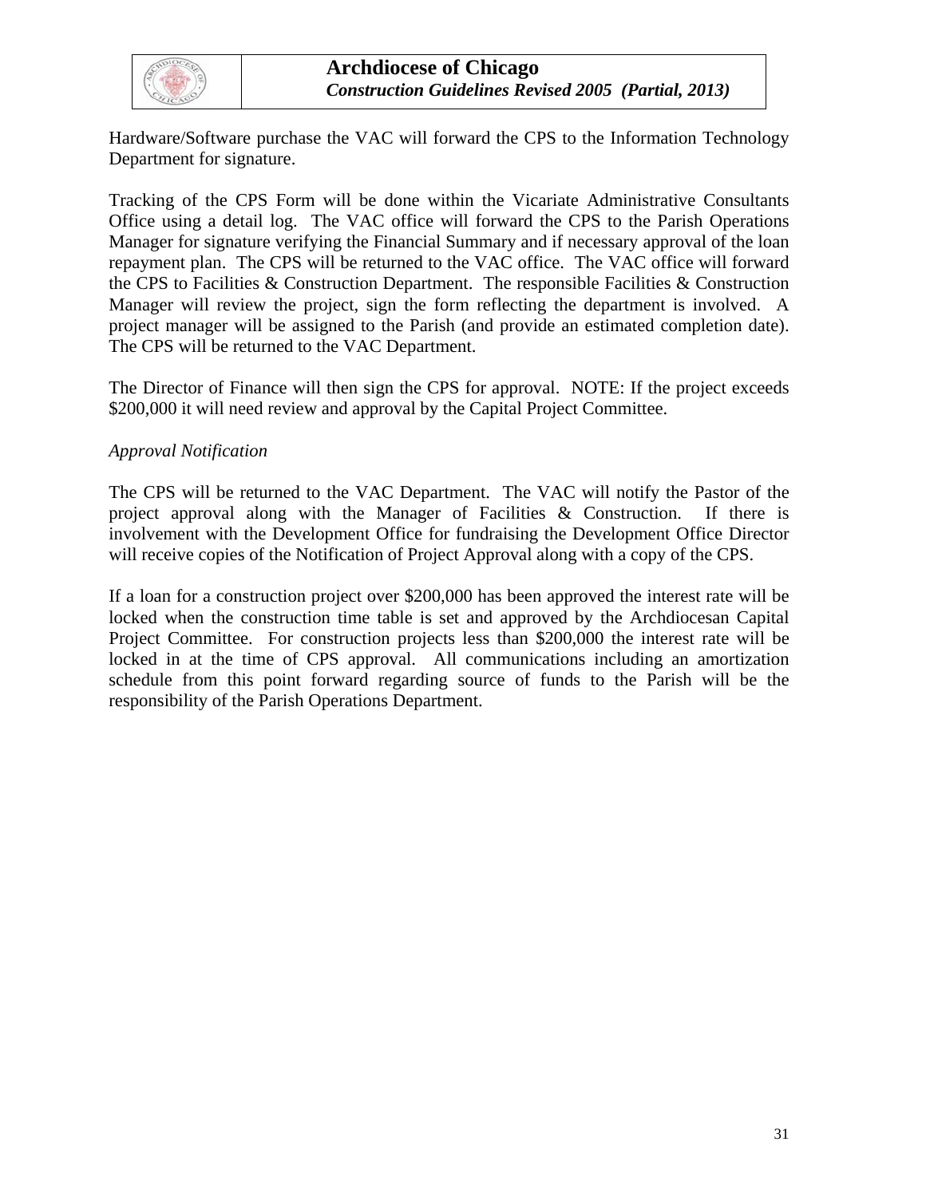Hardware/Software purchase the VAC will forward the CPS to the Information Technology Department for signature.

Tracking of the CPS Form will be done within the Vicariate Administrative Consultants Office using a detail log. The VAC office will forward the CPS to the Parish Operations Manager for signature verifying the Financial Summary and if necessary approval of the loan repayment plan. The CPS will be returned to the VAC office. The VAC office will forward the CPS to Facilities & Construction Department. The responsible Facilities & Construction Manager will review the project, sign the form reflecting the department is involved. A project manager will be assigned to the Parish (and provide an estimated completion date). The CPS will be returned to the VAC Department.

The Director of Finance will then sign the CPS for approval. NOTE: If the project exceeds $200,000 it will need review and approval by the Capital Project Committee.

*Approval Notification*

The CPS will be returned to the VAC Department. The VAC will notify the Pastor of the project approval along with the Manager of Facilities & Construction. If there is involvement with the Development Office for fundraising the Development Office Director will receive copies of the Notification of Project Approval along with a copy of the CPS.

If a loan for a construction project over $200,000 has been approved the interest rate will be locked when the construction time table is set and approved by the Archdiocesan Capital Project Committee. For construction projects less than $200,000 the interest rate will be locked in at the time of CPS approval. All communications including an amortization schedule from this point forward regarding source of funds to the Parish will be the responsibility of the Parish Operations Department.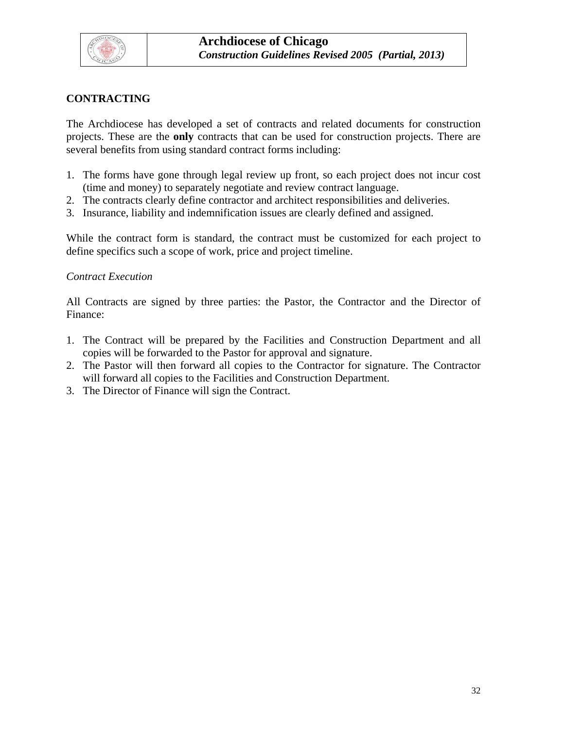## CONTRACTING

The Archdiocese has developed a set of contracts and related documents for construction projects. These are the **only** contracts that can be used for construction projects. There are several benefits from using standard contract forms including:

1. The forms have gone through legal review up front, so each project does not incur cost (time and money) to separately negotiate and review contract language.
2. The contracts clearly define contractor and architect responsibilities and deliveries.
3. Insurance, liability and indemnification issues are clearly defined and assigned.

While the contract form is standard, the contract must be customized for each project to define specifics such a scope of work, price and project timeline.

*Contract Execution*

All Contracts are signed by three parties: the Pastor, the Contractor and the Director of Finance:

1. The Contract will be prepared by the Facilities and Construction Department and all copies will be forwarded to the Pastor for approval and signature.
2. The Pastor will then forward all copies to the Contractor for signature. The Contractor will forward all copies to the Facilities and Construction Department.
3. The Director of Finance will sign the Contract.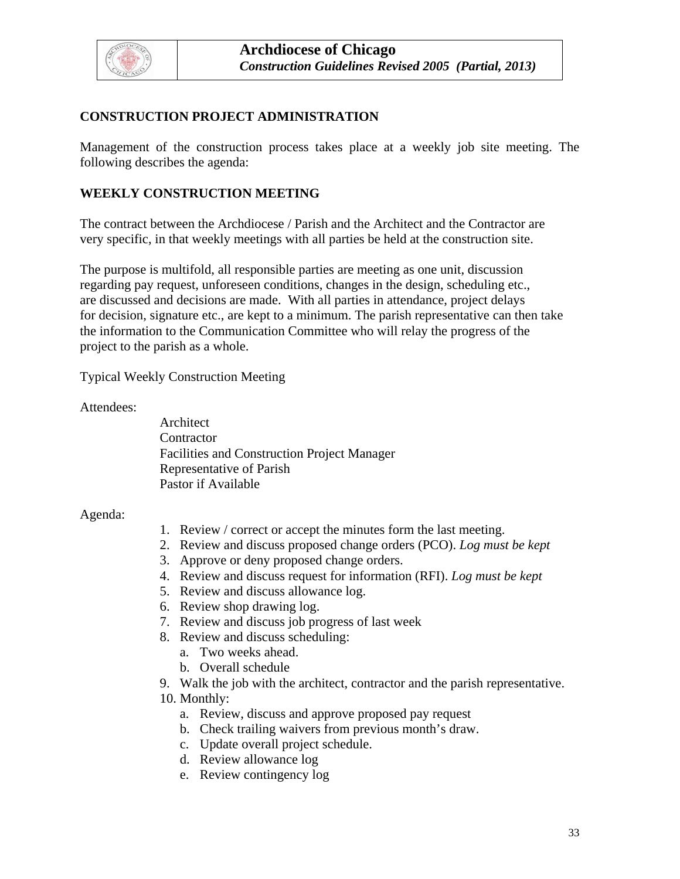## CONSTRUCTION PROJECT ADMINISTRATION

Management of the construction process takes place at a weekly job site meeting. The following describes the agenda:

## WEEKLY CONSTRUCTION MEETING

The contract between the Archdiocese / Parish and the Architect and the Contractor are very specific, in that weekly meetings with all parties be held at the construction site.

The purpose is multifold, all responsible parties are meeting as one unit, discussion regarding pay request, unforeseen conditions, changes in the design, scheduling etc., are discussed and decisions are made. With all parties in attendance, project delays for decision, signature etc., are kept to a minimum. The parish representative can then take the information to the Communication Committee who will relay the progress of the project to the parish as a whole.

Typical Weekly Construction Meeting

Attendees:

- Architect
- Contractor
- Facilities and Construction Project Manager
- Representative of Parish
- Pastor if Available

Agenda:

1. Review / correct or accept the minutes form the last meeting.
2. Review and discuss proposed change orders (PCO). *Log must be kept*
3. Approve or deny proposed change orders.
4. Review and discuss request for information (RFI). *Log must be kept*
5. Review and discuss allowance log.
6. Review shop drawing log.
7. Review and discuss job progress of last week
8. Review and discuss scheduling:
   a. Two weeks ahead.
   b. Overall schedule
9. Walk the job with the architect, contractor and the parish representative.
10. Monthly:
    a. Review, discuss and approve proposed pay request
    b. Check trailing waivers from previous month's draw.
    c. Update overall project schedule.
    d. Review allowance log
    e. Review contingency log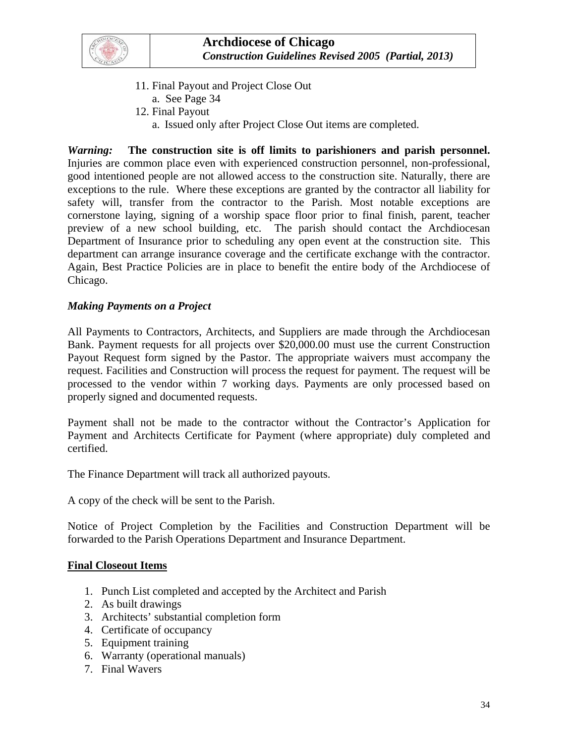11. Final Payout and Project Close Out
    a. See Page 34
12. Final Payout
    a. Issued only after Project Close Out items are completed.

***Warning:*** **The construction site is off limits to parishioners and parish personnel.** Injuries are common place even with experienced construction personnel, non-professional, good intentioned people are not allowed access to the construction site. Naturally, there are exceptions to the rule. Where these exceptions are granted by the contractor all liability for safety will, transfer from the contractor to the Parish. Most notable exceptions are cornerstone laying, signing of a worship space floor prior to final finish, parent, teacher preview of a new school building, etc. The parish should contact the Archdiocesan Department of Insurance prior to scheduling any open event at the construction site. This department can arrange insurance coverage and the certificate exchange with the contractor. Again, Best Practice Policies are in place to benefit the entire body of the Archdiocese of Chicago.

***Making Payments on a Project***

All Payments to Contractors, Architects, and Suppliers are made through the Archdiocesan Bank. Payment requests for all projects over $20,000.00 must use the current Construction Payout Request form signed by the Pastor. The appropriate waivers must accompany the request. Facilities and Construction will process the request for payment. The request will be processed to the vendor within 7 working days. Payments are only processed based on properly signed and documented requests.

Payment shall not be made to the contractor without the Contractor's Application for Payment and Architects Certificate for Payment (where appropriate) duly completed and certified.

The Finance Department will track all authorized payouts.

A copy of the check will be sent to the Parish.

Notice of Project Completion by the Facilities and Construction Department will be forwarded to the Parish Operations Department and Insurance Department.

**<u>Final Closeout Items</u>**

1. Punch List completed and accepted by the Architect and Parish
2. As built drawings
3. Architects' substantial completion form
4. Certificate of occupancy
5. Equipment training
6. Warranty (operational manuals)
7. Final Wavers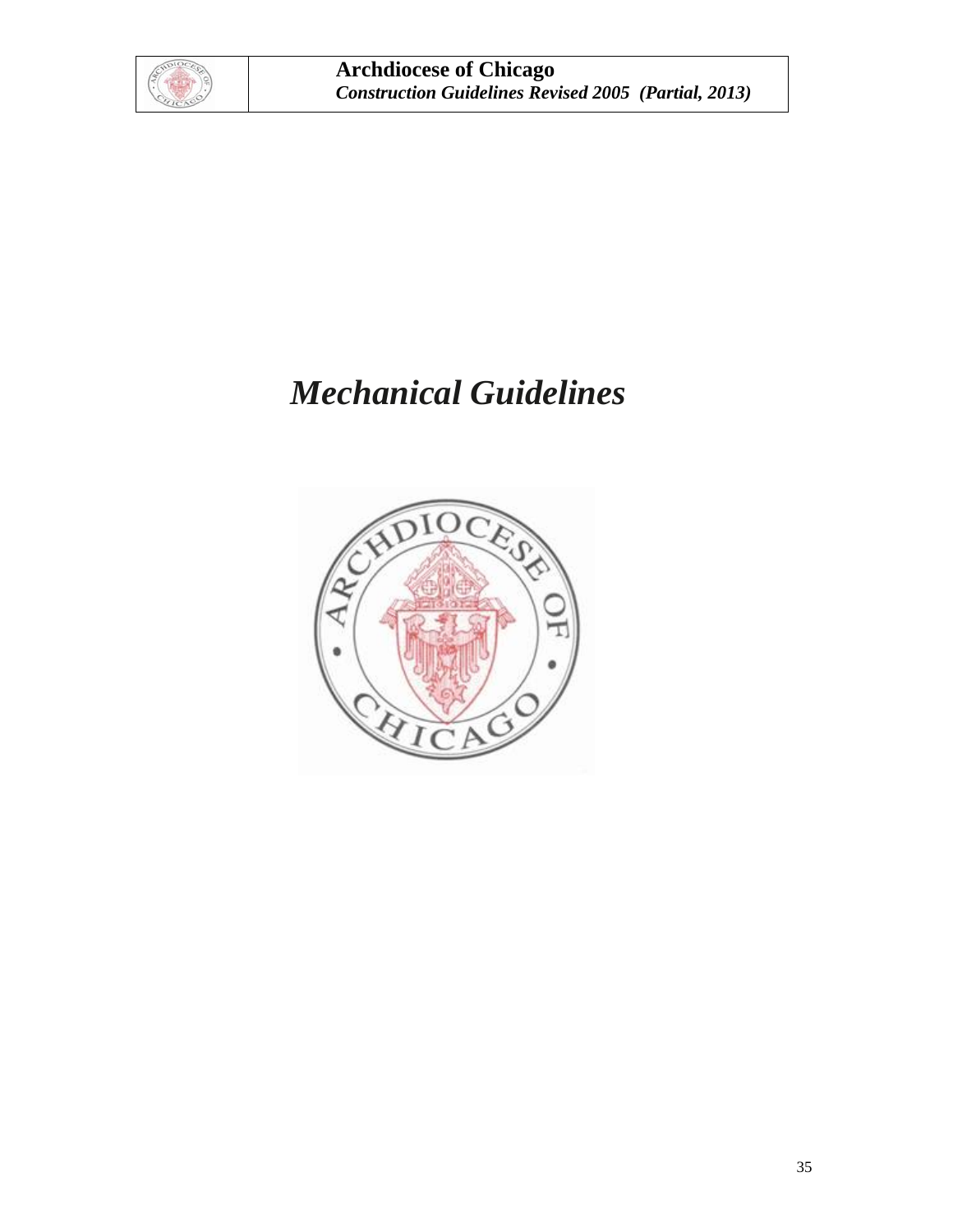# *Mechanical Guidelines*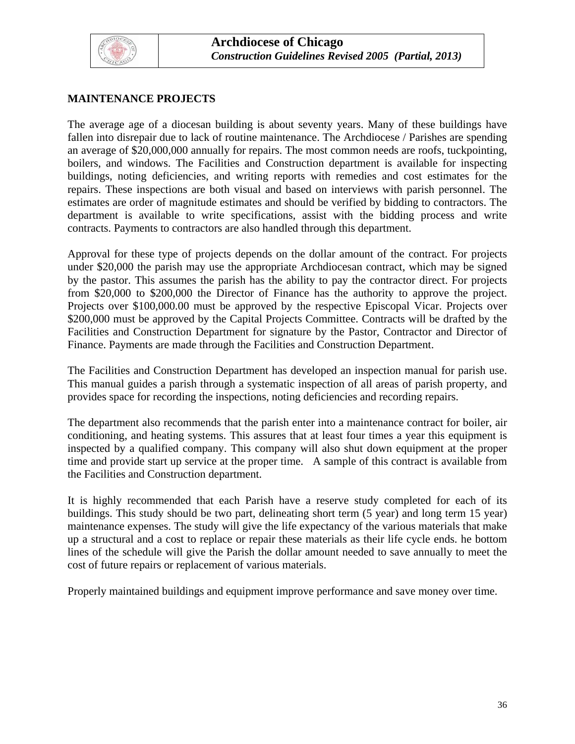## MAINTENANCE PROJECTS

The average age of a diocesan building is about seventy years. Many of these buildings have fallen into disrepair due to lack of routine maintenance. The Archdiocese / Parishes are spending an average of $20,000,000 annually for repairs. The most common needs are roofs, tuckpointing, boilers, and windows. The Facilities and Construction department is available for inspecting buildings, noting deficiencies, and writing reports with remedies and cost estimates for the repairs. These inspections are both visual and based on interviews with parish personnel. The estimates are order of magnitude estimates and should be verified by bidding to contractors. The department is available to write specifications, assist with the bidding process and write contracts. Payments to contractors are also handled through this department.

Approval for these type of projects depends on the dollar amount of the contract. For projects under $20,000 the parish may use the appropriate Archdiocesan contract, which may be signed by the pastor. This assumes the parish has the ability to pay the contractor direct. For projects from $20,000 to $200,000 the Director of Finance has the authority to approve the project. Projects over $100,000.00 must be approved by the respective Episcopal Vicar. Projects over $200,000 must be approved by the Capital Projects Committee. Contracts will be drafted by the Facilities and Construction Department for signature by the Pastor, Contractor and Director of Finance. Payments are made through the Facilities and Construction Department.

The Facilities and Construction Department has developed an inspection manual for parish use. This manual guides a parish through a systematic inspection of all areas of parish property, and provides space for recording the inspections, noting deficiencies and recording repairs.

The department also recommends that the parish enter into a maintenance contract for boiler, air conditioning, and heating systems. This assures that at least four times a year this equipment is inspected by a qualified company. This company will also shut down equipment at the proper time and provide start up service at the proper time. A sample of this contract is available from the Facilities and Construction department.

It is highly recommended that each Parish have a reserve study completed for each of its buildings. This study should be two part, delineating short term (5 year) and long term 15 year) maintenance expenses. The study will give the life expectancy of the various materials that make up a structural and a cost to replace or repair these materials as their life cycle ends. he bottom lines of the schedule will give the Parish the dollar amount needed to save annually to meet the cost of future repairs or replacement of various materials.

Properly maintained buildings and equipment improve performance and save money over time.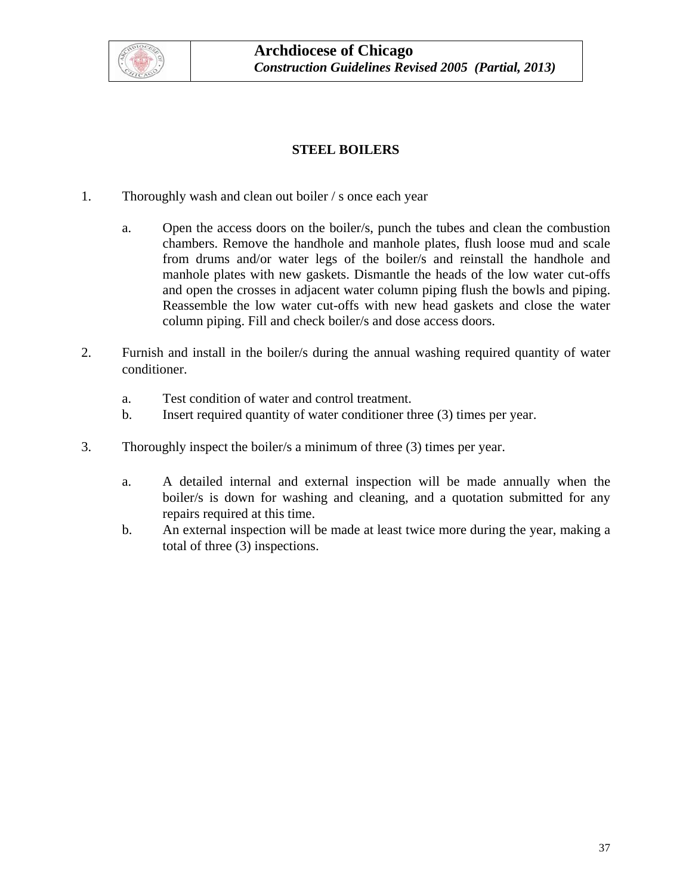## STEEL BOILERS

1. Thoroughly wash and clean out boiler / s once each year

   a. Open the access doors on the boiler/s, punch the tubes and clean the combustion chambers. Remove the handhole and manhole plates, flush loose mud and scale from drums and/or water legs of the boiler/s and reinstall the handhole and manhole plates with new gaskets. Dismantle the heads of the low water cut-offs and open the crosses in adjacent water column piping flush the bowls and piping. Reassemble the low water cut-offs with new head gaskets and close the water column piping. Fill and check boiler/s and dose access doors.

2. Furnish and install in the boiler/s during the annual washing required quantity of water conditioner.

   a. Test condition of water and control treatment.
   b. Insert required quantity of water conditioner three (3) times per year.

3. Thoroughly inspect the boiler/s a minimum of three (3) times per year.

   a. A detailed internal and external inspection will be made annually when the boiler/s is down for washing and cleaning, and a quotation submitted for any repairs required at this time.
   b. An external inspection will be made at least twice more during the year, making a total of three (3) inspections.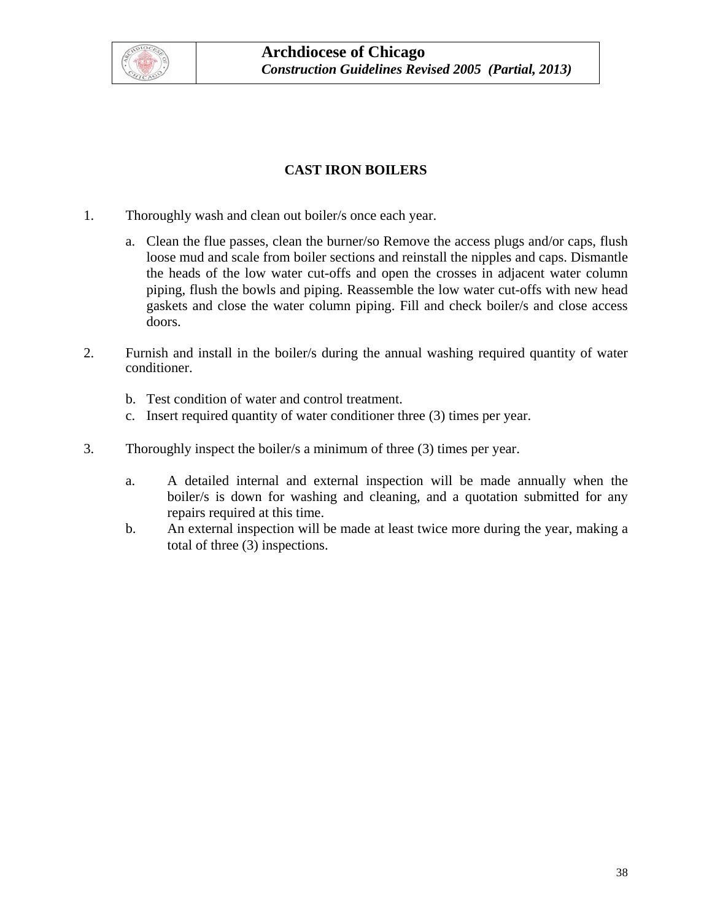## CAST IRON BOILERS

1. Thoroughly wash and clean out boiler/s once each year.

   a. Clean the flue passes, clean the burner/so Remove the access plugs and/or caps, flush loose mud and scale from boiler sections and reinstall the nipples and caps. Dismantle the heads of the low water cut-offs and open the crosses in adjacent water column piping, flush the bowls and piping. Reassemble the low water cut-offs with new head gaskets and close the water column piping. Fill and check boiler/s and close access doors.

2. Furnish and install in the boiler/s during the annual washing required quantity of water conditioner.

   b. Test condition of water and control treatment.
   c. Insert required quantity of water conditioner three (3) times per year.

3. Thoroughly inspect the boiler/s a minimum of three (3) times per year.

   a. A detailed internal and external inspection will be made annually when the boiler/s is down for washing and cleaning, and a quotation submitted for any repairs required at this time.
   b. An external inspection will be made at least twice more during the year, making a total of three (3) inspections.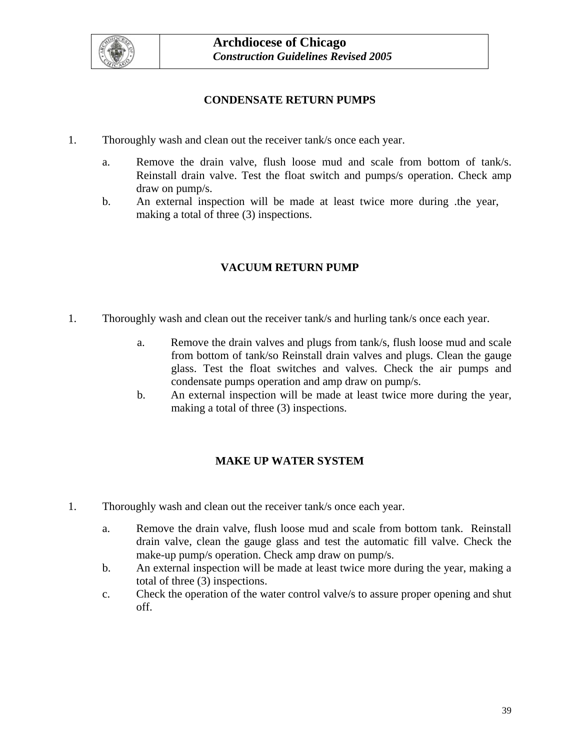## CONDENSATE RETURN PUMPS

1. Thoroughly wash and clean out the receiver tank/s once each year.

   a. Remove the drain valve, flush loose mud and scale from bottom of tank/s. Reinstall drain valve. Test the float switch and pumps/s operation. Check amp draw on pump/s.

   b. An external inspection will be made at least twice more during .the year, making a total of three (3) inspections.

## VACUUM RETURN PUMP

1. Thoroughly wash and clean out the receiver tank/s and hurling tank/s once each year.

   a. Remove the drain valves and plugs from tank/s, flush loose mud and scale from bottom of tank/so Reinstall drain valves and plugs. Clean the gauge glass. Test the float switches and valves. Check the air pumps and condensate pumps operation and amp draw on pump/s.

   b. An external inspection will be made at least twice more during the year, making a total of three (3) inspections.

## MAKE UP WATER SYSTEM

1. Thoroughly wash and clean out the receiver tank/s once each year.

   a. Remove the drain valve, flush loose mud and scale from bottom tank. Reinstall drain valve, clean the gauge glass and test the automatic fill valve. Check the make-up pump/s operation. Check amp draw on pump/s.

   b. An external inspection will be made at least twice more during the year, making a total of three (3) inspections.

   c. Check the operation of the water control valve/s to assure proper opening and shut off.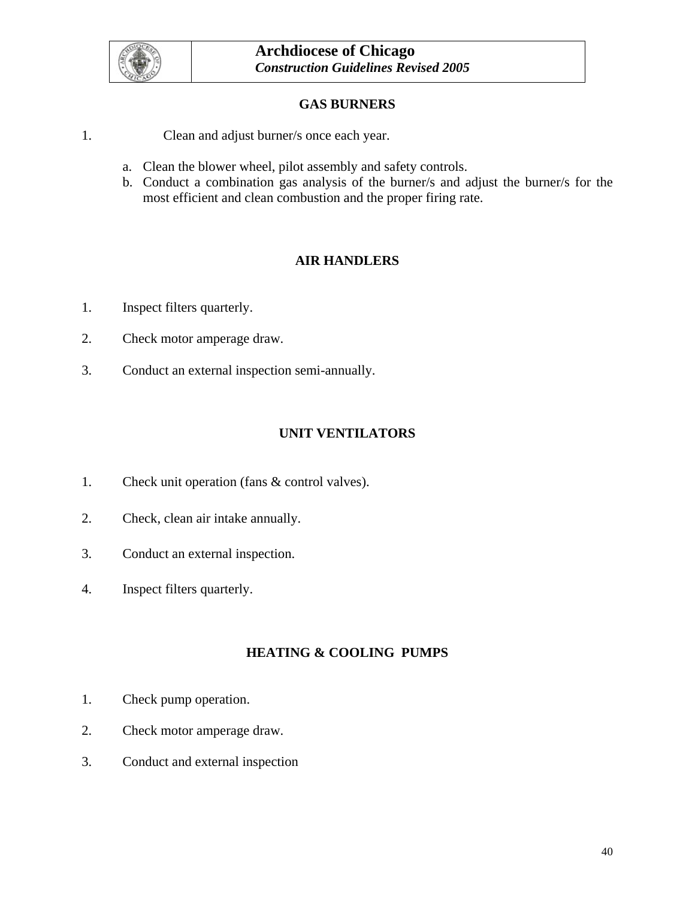## GAS BURNERS

1. Clean and adjust burner/s once each year.
   a. Clean the blower wheel, pilot assembly and safety controls.
   b. Conduct a combination gas analysis of the burner/s and adjust the burner/s for the most efficient and clean combustion and the proper firing rate.

## AIR HANDLERS

1. Inspect filters quarterly.
2. Check motor amperage draw.
3. Conduct an external inspection semi-annually.

## UNIT VENTILATORS

1. Check unit operation (fans & control valves).
2. Check, clean air intake annually.
3. Conduct an external inspection.
4. Inspect filters quarterly.

## HEATING & COOLING PUMPS

1. Check pump operation.
2. Check motor amperage draw.
3. Conduct and external inspection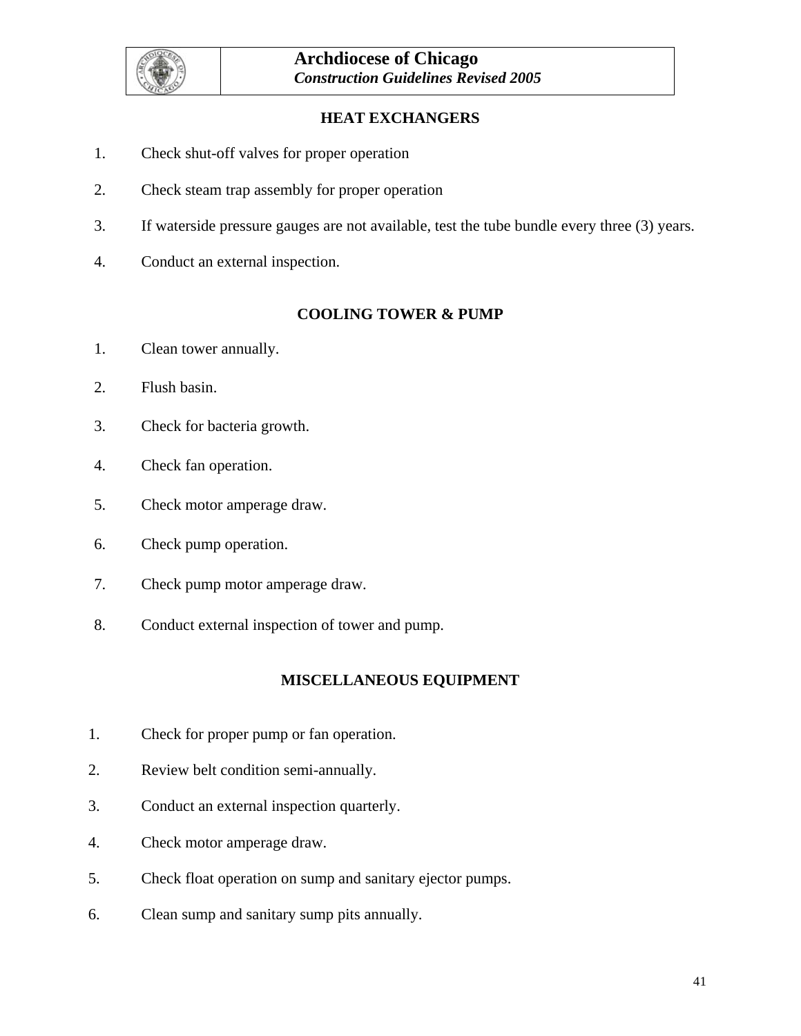## HEAT EXCHANGERS

1. Check shut-off valves for proper operation
2. Check steam trap assembly for proper operation
3. If waterside pressure gauges are not available, test the tube bundle every three (3) years.
4. Conduct an external inspection.

## COOLING TOWER & PUMP

1. Clean tower annually.
2. Flush basin.
3. Check for bacteria growth.
4. Check fan operation.
5. Check motor amperage draw.
6. Check pump operation.
7. Check pump motor amperage draw.
8. Conduct external inspection of tower and pump.

## MISCELLANEOUS EQUIPMENT

1. Check for proper pump or fan operation.
2. Review belt condition semi-annually.
3. Conduct an external inspection quarterly.
4. Check motor amperage draw.
5. Check float operation on sump and sanitary ejector pumps.
6. Clean sump and sanitary sump pits annually.